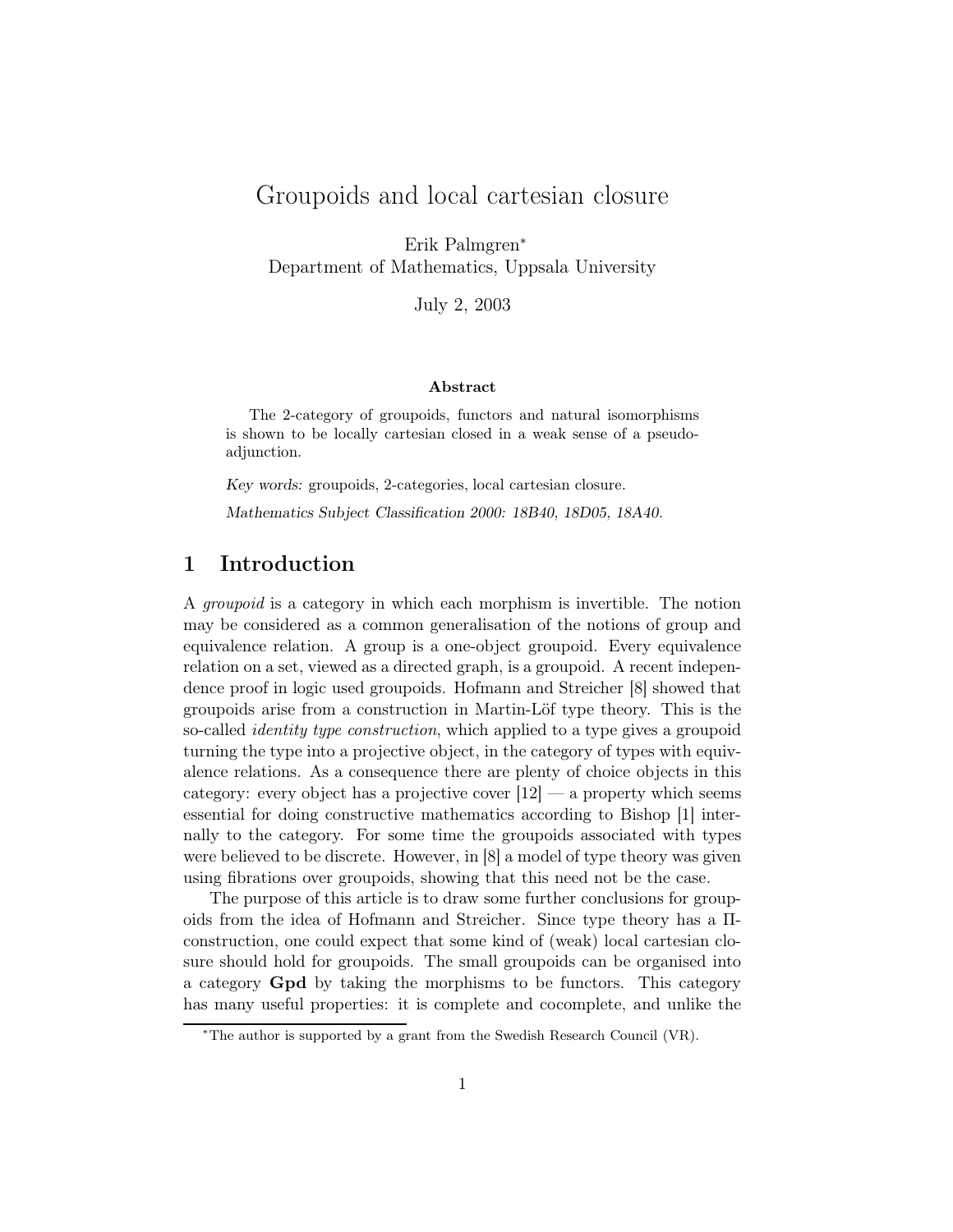# Groupoids and local cartesian closure

Erik Palmgren[*]
Department of Mathematics, Uppsala University

July 2, 2003

**Abstract**

The 2-category of groupoids, functors and natural isomorphisms is shown to be locally cartesian closed in a weak sense of a pseudo-adjunction.

*Key words:* groupoids, 2-categories, local cartesian closure.

*Mathematics Subject Classification 2000: 18B40, 18D05, 18A40.*

## 1 Introduction

A *groupoid* is a category in which each morphism is invertible. The notion may be considered as a common generalisation of the notions of group and equivalence relation. A group is a one-object groupoid. Every equivalence relation on a set, viewed as a directed graph, is a groupoid. A recent independence proof in logic used groupoids. Hofmann and Streicher [8] showed that groupoids arise from a construction in Martin-Löf type theory. This is the so-called *identity type construction*, which applied to a type gives a groupoid turning the type into a projective object, in the category of types with equivalence relations. As a consequence there are plenty of choice objects in this category: every object has a projective cover [12] — a property which seems essential for doing constructive mathematics according to Bishop [1] internally to the category. For some time the groupoids associated with types were believed to be discrete. However, in [8] a model of type theory was given using fibrations over groupoids, showing that this need not be the case.

The purpose of this article is to draw some further conclusions for groupoids from the idea of Hofmann and Streicher. Since type theory has a Π-construction, one could expect that some kind of (weak) local cartesian closure should hold for groupoids. The small groupoids can be organised into a category **Gpd** by taking the morphisms to be functors. This category has many useful properties: it is complete and cocomplete, and unlike the

[*] The author is supported by a grant from the Swedish Research Council (VR).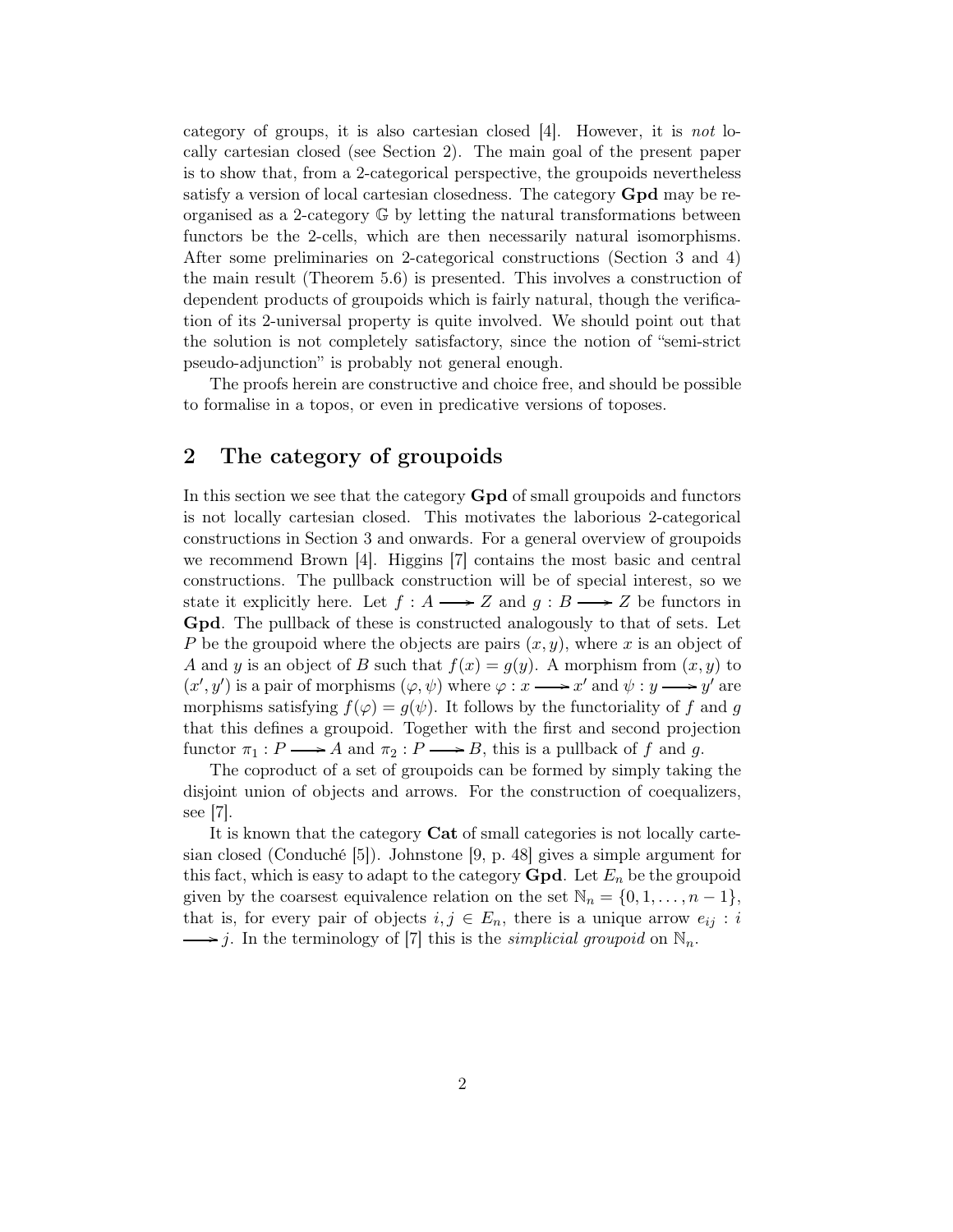category of groups, it is also cartesian closed [4]. However, it is *not* locally cartesian closed (see Section 2). The main goal of the present paper is to show that, from a 2-categorical perspective, the groupoids nevertheless satisfy a version of local cartesian closedness. The category **Gpd** may be reorganised as a 2-category $\mathbb{G}$ by letting the natural transformations between functors be the 2-cells, which are then necessarily natural isomorphisms. After some preliminaries on 2-categorical constructions (Section 3 and 4) the main result (Theorem 5.6) is presented. This involves a construction of dependent products of groupoids which is fairly natural, though the verification of its 2-universal property is quite involved. We should point out that the solution is not completely satisfactory, since the notion of "semi-strict pseudo-adjunction" is probably not general enough.

The proofs herein are constructive and choice free, and should be possible to formalise in a topos, or even in predicative versions of toposes.

## 2 The category of groupoids

In this section we see that the category **Gpd** of small groupoids and functors is not locally cartesian closed. This motivates the laborious 2-categorical constructions in Section 3 and onwards. For a general overview of groupoids we recommend Brown [4]. Higgins [7] contains the most basic and central constructions. The pullback construction will be of special interest, so we state it explicitly here. Let $f : A \longrightarrow Z$ and $g : B \longrightarrow Z$ be functors in **Gpd**. The pullback of these is constructed analogously to that of sets. Let $P$ be the groupoid where the objects are pairs $(x, y)$, where $x$ is an object of $A$ and $y$ is an object of $B$ such that $f(x) = g(y)$. A morphism from $(x, y)$ to $(x', y')$ is a pair of morphisms $(\varphi, \psi)$ where $\varphi : x \longrightarrow x'$ and $\psi : y \longrightarrow y'$ are morphisms satisfying $f(\varphi) = g(\psi)$. It follows by the functoriality of $f$ and $g$ that this defines a groupoid. Together with the first and second projection functor $\pi_1 : P \longrightarrow A$ and $\pi_2 : P \longrightarrow B$, this is a pullback of $f$ and $g$.

The coproduct of a set of groupoids can be formed by simply taking the disjoint union of objects and arrows. For the construction of coequalizers, see [7].

It is known that the category **Cat** of small categories is not locally cartesian closed (Conduché [5]). Johnstone [9, p. 48] gives a simple argument for this fact, which is easy to adapt to the category **Gpd**. Let $E_n$ be the groupoid given by the coarsest equivalence relation on the set $\mathbb{N}_n = \{0, 1, \ldots, n-1\}$, that is, for every pair of objects $i, j \in E_n$, there is a unique arrow $e_{ij} : i \longrightarrow j$. In the terminology of [7] this is the *simplicial groupoid* on $\mathbb{N}_n$.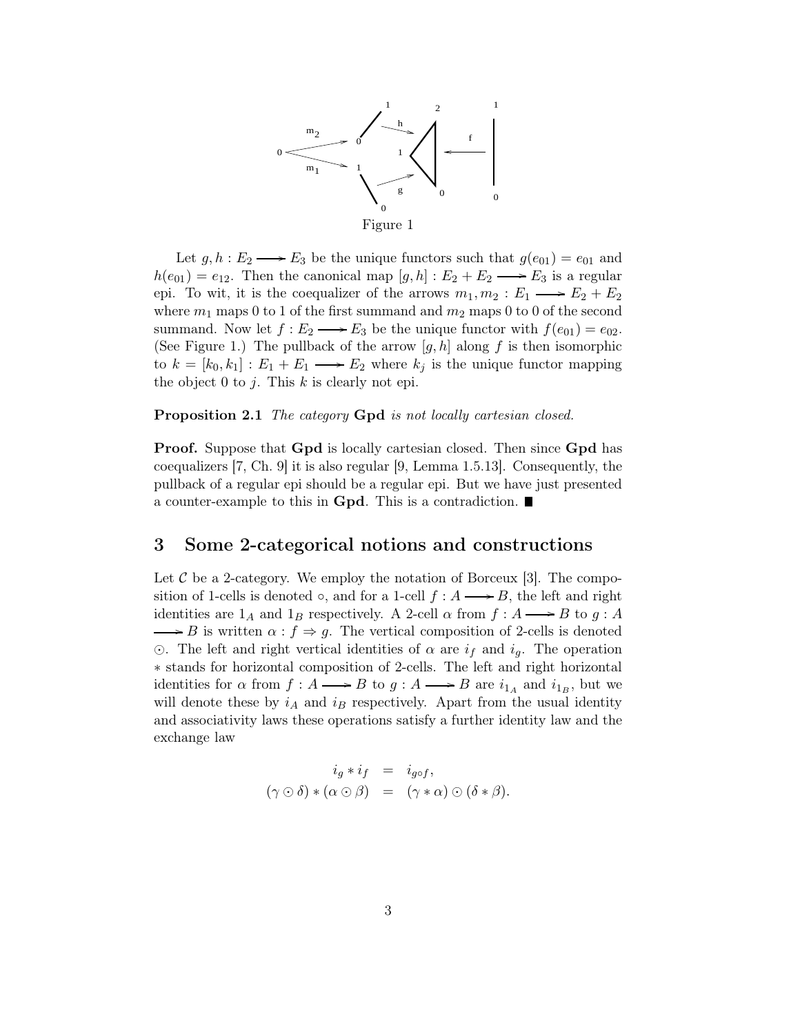Figure 1

Let $g, h : E_2 \longrightarrow E_3$ be the unique functors such that $g(e_{01}) = e_{01}$ and $h(e_{01}) = e_{12}$. Then the canonical map $[g, h] : E_2 + E_2 \longrightarrow E_3$ is a regular epi. To wit, it is the coequalizer of the arrows $m_1, m_2 : E_1 \longrightarrow E_2 + E_2$ where $m_1$ maps 0 to 1 of the first summand and $m_2$ maps 0 to 0 of the second summand. Now let $f : E_2 \longrightarrow E_3$ be the unique functor with $f(e_{01}) = e_{02}$. (See Figure 1.) The pullback of the arrow $[g, h]$ along $f$ is then isomorphic to $k = [k_0, k_1] : E_1 + E_1 \longrightarrow E_2$ where $k_j$ is the unique functor mapping the object 0 to $j$. This $k$ is clearly not epi.

**Proposition 2.1** *The category* **Gpd** *is not locally cartesian closed.*

**Proof.** Suppose that **Gpd** is locally cartesian closed. Then since **Gpd** has coequalizers [7, Ch. 9] it is also regular [9, Lemma 1.5.13]. Consequently, the pullback of a regular epi should be a regular epi. But we have just presented a counter-example to this in **Gpd**. This is a contradiction. ∎

## 3 Some 2-categorical notions and constructions

Let $\mathcal{C}$ be a 2-category. We employ the notation of Borceux [3]. The composition of 1-cells is denoted $\circ$, and for a 1-cell $f : A \longrightarrow B$, the left and right identities are $1_A$ and $1_B$ respectively. A 2-cell $\alpha$ from $f : A \longrightarrow B$ to $g : A \longrightarrow B$ is written $\alpha : f \Rightarrow g$. The vertical composition of 2-cells is denoted $\odot$. The left and right vertical identities of $\alpha$ are $i_f$ and $i_g$. The operation $*$ stands for horizontal composition of 2-cells. The left and right horizontal identities for $\alpha$ from $f : A \longrightarrow B$ to $g : A \longrightarrow B$ are $i_{1_A}$ and $i_{1_B}$, but we will denote these by $i_A$ and $i_B$ respectively. Apart from the usual identity and associativity laws these operations satisfy a further identity law and the exchange law

$$
\begin{aligned}
i_g * i_f &= i_{g \circ f}, \\
(\gamma \odot \delta) * (\alpha \odot \beta) &= (\gamma * \alpha) \odot (\delta * \beta).
\end{aligned}
$$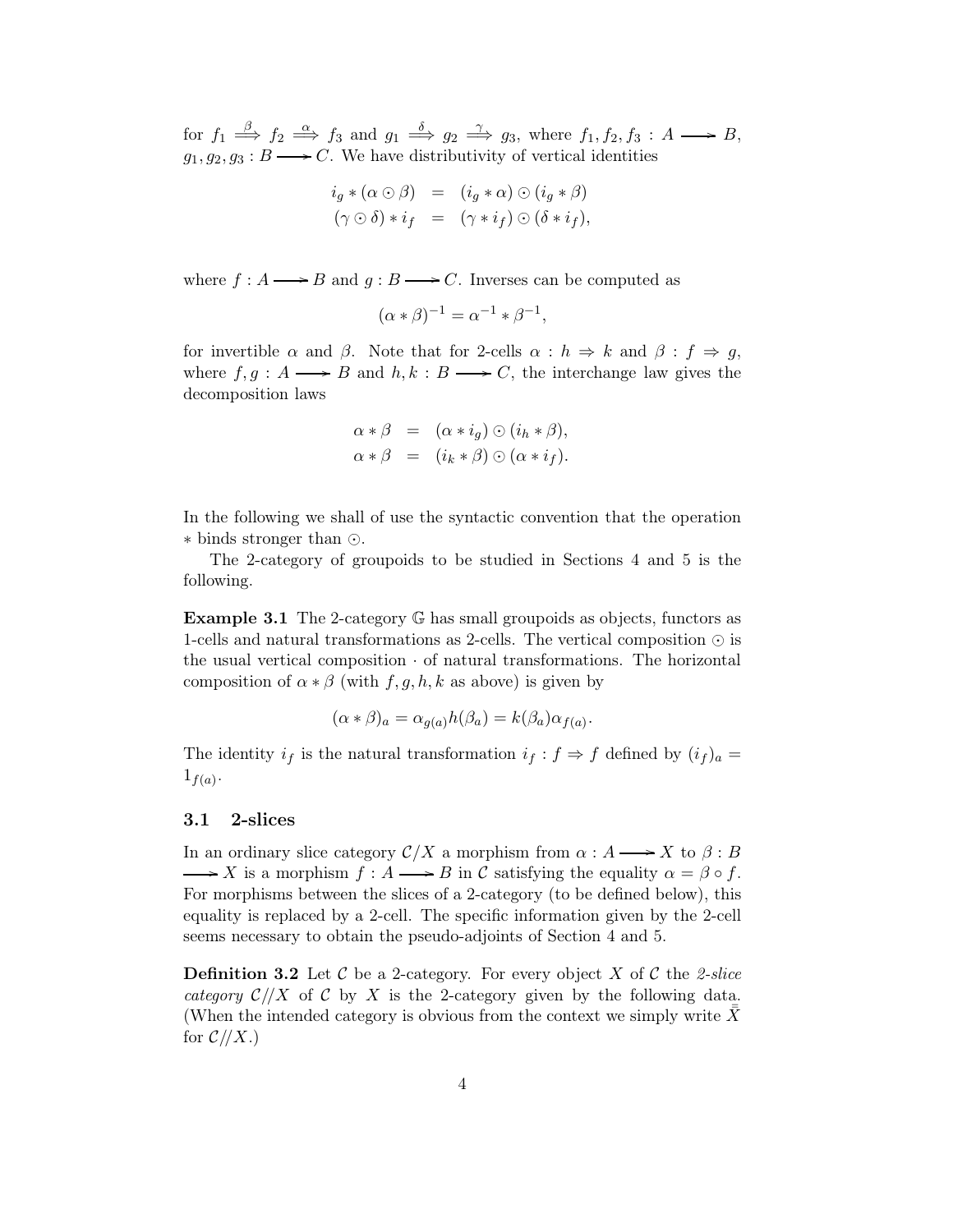for $f_1 \overset{\beta}{\Longrightarrow} f_2 \overset{\alpha}{\Longrightarrow} f_3$ and $g_1 \overset{\delta}{\Longrightarrow} g_2 \overset{\gamma}{\Longrightarrow} g_3$, where $f_1, f_2, f_3 : A \longrightarrow B$, $g_1, g_2, g_3 : B \longrightarrow C$. We have distributivity of vertical identities

$$
\begin{aligned}
i_g * (\alpha \odot \beta) &= (i_g * \alpha) \odot (i_g * \beta) \\
(\gamma \odot \delta) * i_f &= (\gamma * i_f) \odot (\delta * i_f),
\end{aligned}
$$

where $f : A \longrightarrow B$ and $g : B \longrightarrow C$. Inverses can be computed as

$$(\alpha * \beta)^{-1} = \alpha^{-1} * \beta^{-1},$$

for invertible $\alpha$ and $\beta$. Note that for 2-cells $\alpha : h \Rightarrow k$ and $\beta : f \Rightarrow g$, where $f, g : A \longrightarrow B$ and $h, k : B \longrightarrow C$, the interchange law gives the decomposition laws

$$
\begin{aligned}
\alpha * \beta &= (\alpha * i_g) \odot (i_h * \beta), \\
\alpha * \beta &= (i_k * \beta) \odot (\alpha * i_f).
\end{aligned}
$$

In the following we shall of use the syntactic convention that the operation $*$ binds stronger than $\odot$.

The 2-category of groupoids to be studied in Sections 4 and 5 is the following.

**Example 3.1** The 2-category $\mathbb{G}$ has small groupoids as objects, functors as 1-cells and natural transformations as 2-cells. The vertical composition $\odot$ is the usual vertical composition $\cdot$ of natural transformations. The horizontal composition of $\alpha * \beta$ (with $f, g, h, k$ as above) is given by

$$(\alpha * \beta)_a = \alpha_{g(a)} h(\beta_a) = k(\beta_a) \alpha_{f(a)}.$$

The identity $i_f$ is the natural transformation $i_f : f \Rightarrow f$ defined by $(i_f)_a = 1_{f(a)}$.

### 3.1 2-slices

In an ordinary slice category $\mathcal{C}/X$ a morphism from $\alpha : A \longrightarrow X$ to $\beta : B \longrightarrow X$ is a morphism $f : A \longrightarrow B$ in $\mathcal{C}$ satisfying the equality $\alpha = \beta \circ f$. For morphisms between the slices of a 2-category (to be defined below), this equality is replaced by a 2-cell. The specific information given by the 2-cell seems necessary to obtain the pseudo-adjoints of Section 4 and 5.

**Definition 3.2** Let $\mathcal{C}$ be a 2-category. For every object $X$ of $\mathcal{C}$ the *2-slice category* $\mathcal{C}//X$ of $\mathcal{C}$ by $X$ is the 2-category given by the following data. (When the intended category is obvious from the context we simply write $\bar{\bar{X}}$ for $\mathcal{C}//X$.)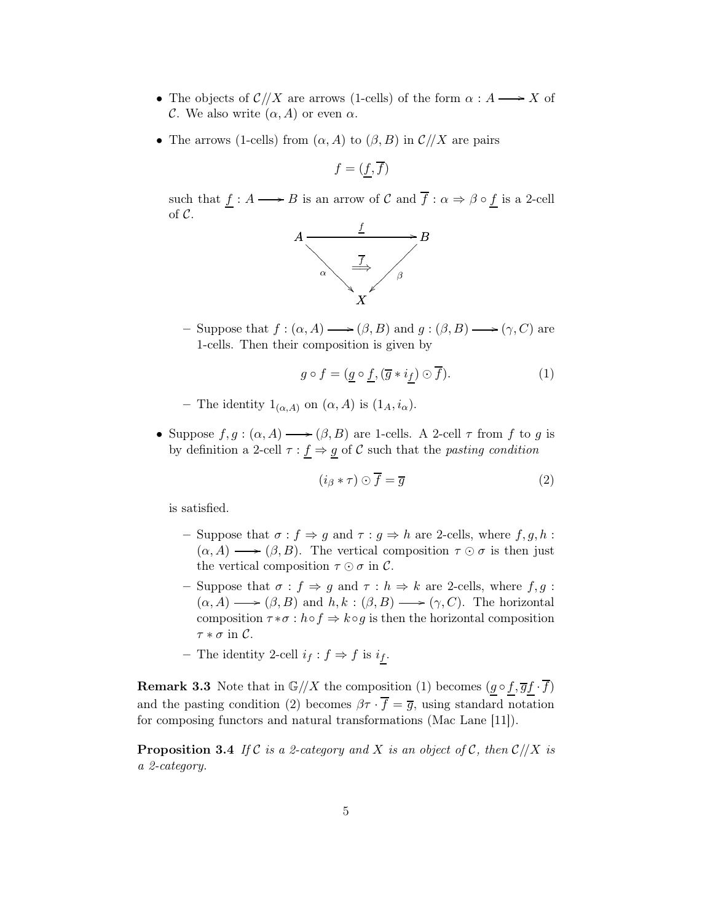- The objects of $\mathcal{C}//X$ are arrows (1-cells) of the form $\alpha : A \longrightarrow X$ of $\mathcal{C}$. We also write $(\alpha, A)$ or even $\alpha$.

- The arrows (1-cells) from $(\alpha, A)$ to $(\beta, B)$ in $\mathcal{C}//X$ are pairs

$$f = (\underline{f}, \overline{f})$$

such that $\underline{f} : A \longrightarrow B$ is an arrow of $\mathcal{C}$ and $\overline{f} : \alpha \Rightarrow \beta \circ \underline{f}$ is a 2-cell of $\mathcal{C}$.

$$\begin{array}{ccc} A & \xrightarrow{\underline{f}} & B \\ & {\scriptstyle\alpha}\searrow \;\; \overset{\overline{f}}{\Longrightarrow} \;\; \swarrow{\scriptstyle\beta} & \\ & X & \end{array}$$

  - Suppose that $f : (\alpha, A) \longrightarrow (\beta, B)$ and $g : (\beta, B) \longrightarrow (\gamma, C)$ are 1-cells. Then their composition is given by

$$g \circ f = (\underline{g} \circ \underline{f}, (\overline{g} * i_{\underline{f}}) \odot \overline{f}). \tag{1}$$

  - The identity $1_{(\alpha,A)}$ on $(\alpha, A)$ is $(1_A, i_\alpha)$.

- Suppose $f, g : (\alpha, A) \longrightarrow (\beta, B)$ are 1-cells. A 2-cell $\tau$ from $f$ to $g$ is by definition a 2-cell $\tau : \underline{f} \Rightarrow \underline{g}$ of $\mathcal{C}$ such that the *pasting condition*

$$(i_\beta * \tau) \odot \overline{f} = \overline{g} \tag{2}$$

is satisfied.

  - Suppose that $\sigma : f \Rightarrow g$ and $\tau : g \Rightarrow h$ are 2-cells, where $f, g, h : (\alpha, A) \longrightarrow (\beta, B)$. The vertical composition $\tau \odot \sigma$ is then just the vertical composition $\tau \odot \sigma$ in $\mathcal{C}$.
  - Suppose that $\sigma : f \Rightarrow g$ and $\tau : h \Rightarrow k$ are 2-cells, where $f, g : (\alpha, A) \longrightarrow (\beta, B)$ and $h, k : (\beta, B) \longrightarrow (\gamma, C)$. The horizontal composition $\tau * \sigma : h \circ f \Rightarrow k \circ g$ is then the horizontal composition $\tau * \sigma$ in $\mathcal{C}$.
  - The identity 2-cell $i_f : f \Rightarrow f$ is $i_{\underline{f}}$.

**Remark 3.3** Note that in $\mathbb{G}//X$ the composition (1) becomes $(\underline{g} \circ \underline{f}, \overline{g}\underline{f} \cdot \overline{f})$ and the pasting condition (2) becomes $\beta\tau \cdot \overline{f} = \overline{g}$, using standard notation for composing functors and natural transformations (Mac Lane [11]).

**Proposition 3.4** *If $\mathcal{C}$ is a 2-category and $X$ is an object of $\mathcal{C}$, then $\mathcal{C}//X$ is a 2-category.*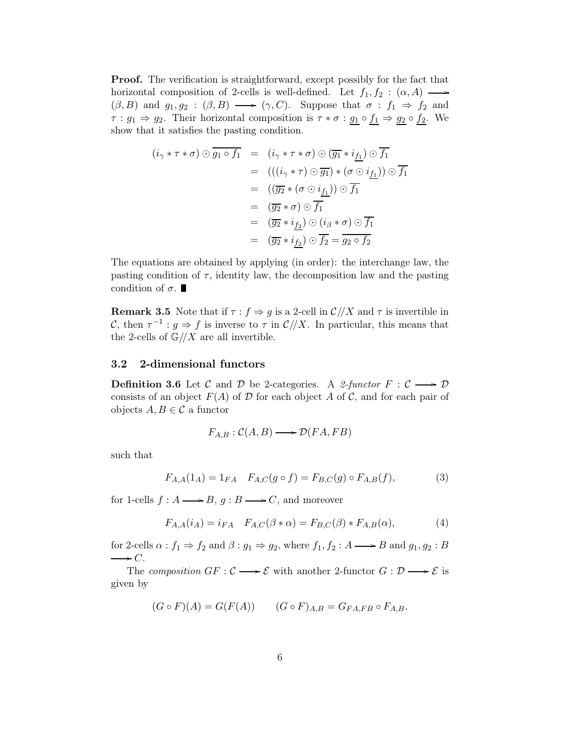**Proof.** The verification is straightforward, except possibly for the fact that horizontal composition of 2-cells is well-defined. Let $f_1, f_2 : (\alpha, A) \longrightarrow (\beta, B)$ and $g_1, g_2 : (\beta, B) \longrightarrow (\gamma, C)$. Suppose that $\sigma : f_1 \Rightarrow f_2$ and $\tau : g_1 \Rightarrow g_2$. Their horizontal composition is $\tau * \sigma : \underline{g_1} \circ \underline{f_1} \Rightarrow \underline{g_2} \circ \underline{f_2}$. We show that it satisfies the pasting condition.

$$
\begin{aligned}
(i_\gamma * \tau * \sigma) \odot \overline{g_1 \circ f_1} &= (i_\gamma * \tau * \sigma) \odot (\overline{g_1} * i_{\underline{f_1}}) \odot \overline{f_1} \\
&= (((i_\gamma * \tau) \odot \overline{g_1}) * (\sigma \odot i_{\underline{f_1}})) \odot \overline{f_1} \\
&= ((\overline{g_2} * (\sigma \odot i_{\underline{f_1}})) \odot \overline{f_1} \\
&= (\overline{g_2} * \sigma) \odot \overline{f_1} \\
&= (\overline{g_2} * i_{\underline{f_2}}) \odot (i_\beta * \sigma) \odot \overline{f_1} \\
&= (\overline{g_2} * i_{\underline{f_2}}) \odot \overline{f_2} = \overline{g_2 \circ f_2}
\end{aligned}
$$

The equations are obtained by applying (in order): the interchange law, the pasting condition of $\tau$, identity law, the decomposition law and the pasting condition of $\sigma$. ∎

**Remark 3.5** Note that if $\tau : f \Rightarrow g$ is a 2-cell in $\mathcal{C}//X$ and $\tau$ is invertible in $\mathcal{C}$, then $\tau^{-1} : g \Rightarrow f$ is inverse to $\tau$ in $\mathcal{C}//X$. In particular, this means that the 2-cells of $\mathbb{G}//X$ are all invertible.

### 3.2 2-dimensional functors

**Definition 3.6** Let $\mathcal{C}$ and $\mathcal{D}$ be 2-categories. A *2-functor* $F : \mathcal{C} \longrightarrow \mathcal{D}$ consists of an object $F(A)$ of $\mathcal{D}$ for each object $A$ of $\mathcal{C}$, and for each pair of objects $A, B \in \mathcal{C}$ a functor

$$F_{A,B} : \mathcal{C}(A, B) \longrightarrow \mathcal{D}(FA, FB)$$

such that

$$F_{A,A}(1_A) = 1_{FA} \quad F_{A,C}(g \circ f) = F_{B,C}(g) \circ F_{A,B}(f), \tag{3}$$

for 1-cells $f : A \longrightarrow B$, $g : B \longrightarrow C$, and moreover

$$F_{A,A}(i_A) = i_{FA} \quad F_{A,C}(\beta * \alpha) = F_{B,C}(\beta) * F_{A,B}(\alpha), \tag{4}$$

for 2-cells $\alpha : f_1 \Rightarrow f_2$ and $\beta : g_1 \Rightarrow g_2$, where $f_1, f_2 : A \longrightarrow B$ and $g_1, g_2 : B \longrightarrow C$.

The *composition* $GF : \mathcal{C} \longrightarrow \mathcal{E}$ with another 2-functor $G : \mathcal{D} \longrightarrow \mathcal{E}$ is given by

$$(G \circ F)(A) = G(F(A)) \qquad (G \circ F)_{A,B} = G_{FA,FB} \circ F_{A,B}.$$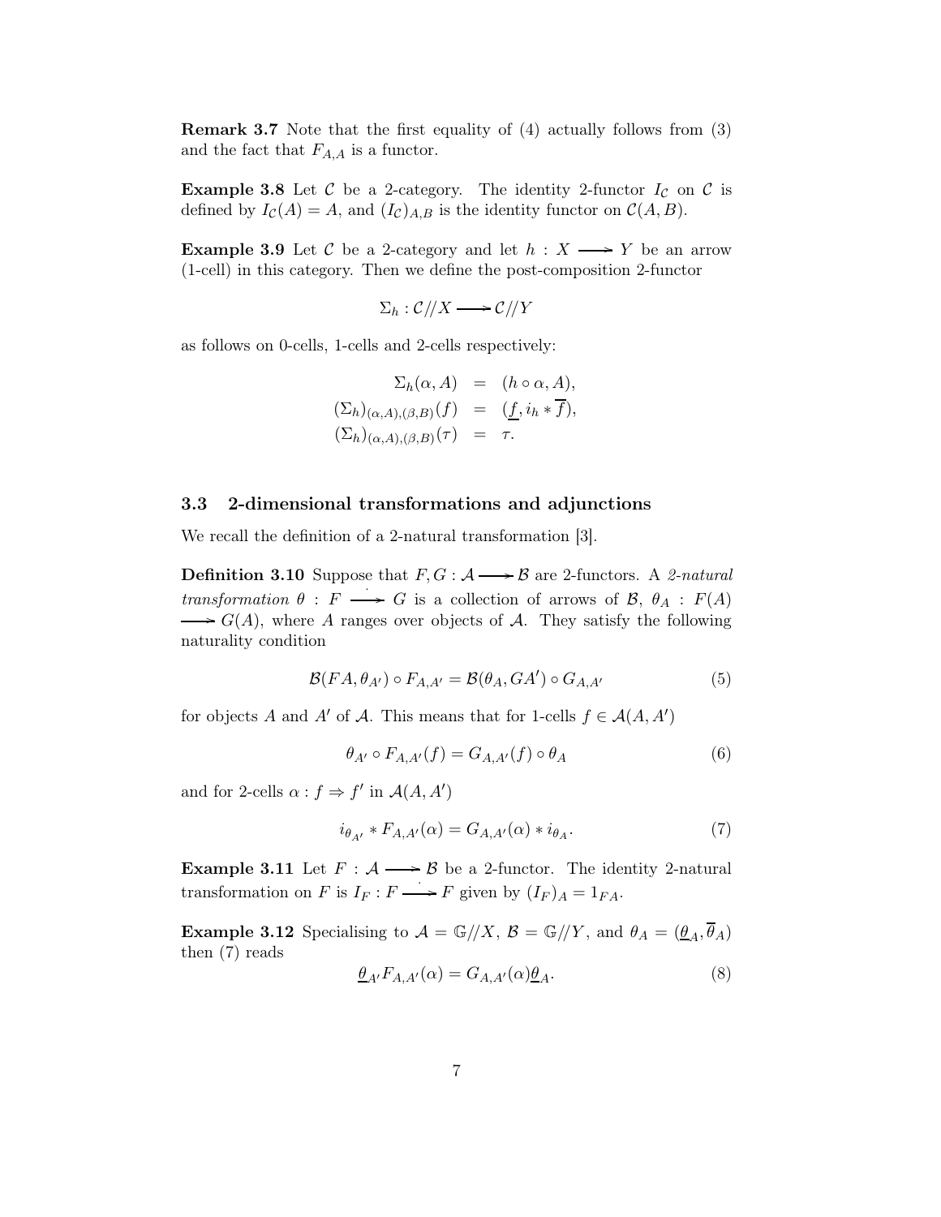**Remark 3.7** Note that the first equality of (4) actually follows from (3) and the fact that $F_{A,A}$ is a functor.

**Example 3.8** Let $\mathcal{C}$ be a 2-category. The identity 2-functor $I_{\mathcal{C}}$ on $\mathcal{C}$ is defined by $I_{\mathcal{C}}(A) = A$, and $(I_{\mathcal{C}})_{A,B}$ is the identity functor on $\mathcal{C}(A, B)$.

**Example 3.9** Let $\mathcal{C}$ be a 2-category and let $h : X \longrightarrow Y$ be an arrow (1-cell) in this category. Then we define the post-composition 2-functor

$$\Sigma_h : \mathcal{C}//X \longrightarrow \mathcal{C}//Y$$

as follows on 0-cells, 1-cells and 2-cells respectively:

$$\begin{aligned}
\Sigma_h(\alpha, A) &= (h \circ \alpha, A), \\
(\Sigma_h)_{(\alpha,A),(\beta,B)}(f) &= (\underline{f}, i_h * \overline{f}), \\
(\Sigma_h)_{(\alpha,A),(\beta,B)}(\tau) &= \tau.
\end{aligned}$$

### 3.3 2-dimensional transformations and adjunctions

We recall the definition of a 2-natural transformation [3].

**Definition 3.10** Suppose that $F, G : \mathcal{A} \longrightarrow \mathcal{B}$ are 2-functors. A *2-natural transformation* $\theta : F \stackrel{\cdot}{\longrightarrow} G$ is a collection of arrows of $\mathcal{B}$, $\theta_A : F(A) \longrightarrow G(A)$, where $A$ ranges over objects of $\mathcal{A}$. They satisfy the following naturality condition

$$\mathcal{B}(FA, \theta_{A'}) \circ F_{A,A'} = \mathcal{B}(\theta_A, GA') \circ G_{A,A'} \tag{5}$$

for objects $A$ and $A'$ of $\mathcal{A}$. This means that for 1-cells $f \in \mathcal{A}(A, A')$

$$\theta_{A'} \circ F_{A,A'}(f) = G_{A,A'}(f) \circ \theta_A \tag{6}$$

and for 2-cells $\alpha : f \Rightarrow f'$ in $\mathcal{A}(A, A')$

$$i_{\theta_{A'}} * F_{A,A'}(\alpha) = G_{A,A'}(\alpha) * i_{\theta_A}. \tag{7}$$

**Example 3.11** Let $F : \mathcal{A} \longrightarrow \mathcal{B}$ be a 2-functor. The identity 2-natural transformation on $F$ is $I_F : F \stackrel{\cdot}{\longrightarrow} F$ given by $(I_F)_A = 1_{FA}$.

**Example 3.12** Specialising to $\mathcal{A} = \mathbb{G}//X$, $\mathcal{B} = \mathbb{G}//Y$, and $\theta_A = (\underline{\theta}_A, \overline{\theta}_A)$ then (7) reads

$$\underline{\theta}_{A'} F_{A,A'}(\alpha) = G_{A,A'}(\alpha) \underline{\theta}_A. \tag{8}$$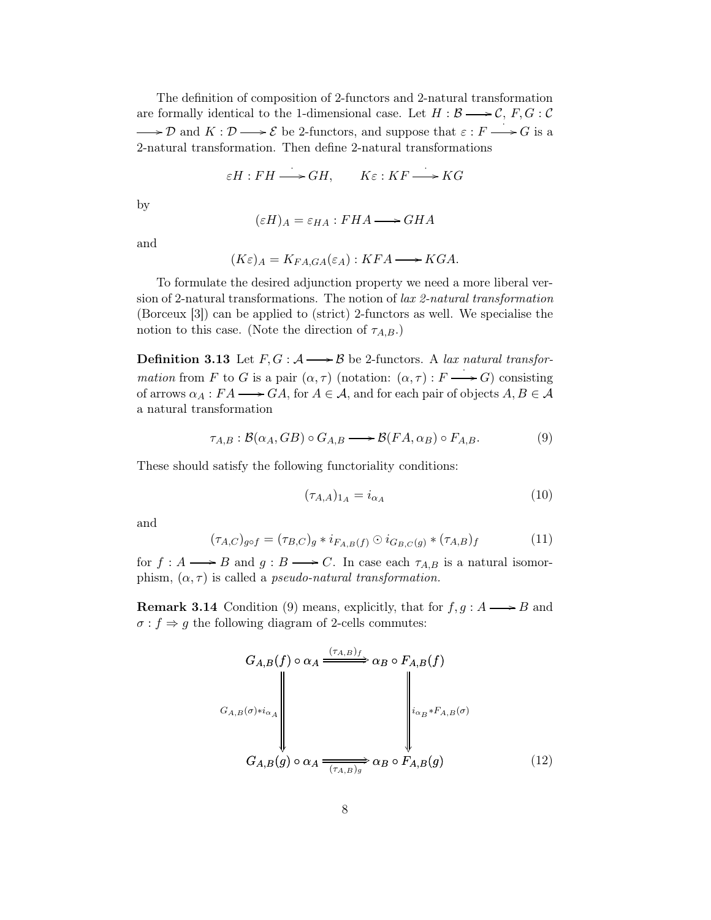The definition of composition of 2-functors and 2-natural transformation are formally identical to the 1-dimensional case. Let $H : \mathcal{B} \longrightarrow \mathcal{C}$, $F, G : \mathcal{C} \longrightarrow \mathcal{D}$ and $K : \mathcal{D} \longrightarrow \mathcal{E}$ be 2-functors, and suppose that $\varepsilon : F \stackrel{\cdot}{\longrightarrow} G$ is a 2-natural transformation. Then define 2-natural transformations

$$\varepsilon H : FH \stackrel{\cdot}{\longrightarrow} GH, \qquad K\varepsilon : KF \stackrel{\cdot}{\longrightarrow} KG$$

by

$$(\varepsilon H)_A = \varepsilon_{HA} : FHA \longrightarrow GHA$$

and

$$(K\varepsilon)_A = K_{FA,GA}(\varepsilon_A) : KFA \longrightarrow KGA.$$

To formulate the desired adjunction property we need a more liberal version of 2-natural transformations. The notion of *lax 2-natural transformation* (Borceux [3]) can be applied to (strict) 2-functors as well. We specialise the notion to this case. (Note the direction of $\tau_{A,B}$.)

**Definition 3.13** Let $F, G : \mathcal{A} \longrightarrow \mathcal{B}$ be 2-functors. A *lax natural transformation* from $F$ to $G$ is a pair $(\alpha, \tau)$ (notation: $(\alpha, \tau) : F \stackrel{\cdot}{\longrightarrow} G$) consisting of arrows $\alpha_A : FA \longrightarrow GA$, for $A \in \mathcal{A}$, and for each pair of objects $A, B \in \mathcal{A}$ a natural transformation

$$\tau_{A,B} : \mathcal{B}(\alpha_A, GB) \circ G_{A,B} \longrightarrow \mathcal{B}(FA, \alpha_B) \circ F_{A,B}. \tag{9}$$

These should satisfy the following functoriality conditions:

$$(\tau_{A,A})_{1_A} = i_{\alpha_A} \tag{10}$$

and

$$(\tau_{A,C})_{g \circ f} = (\tau_{B,C})_g * i_{F_{A,B}(f)} \odot i_{G_{B,C}(g)} * (\tau_{A,B})_f \tag{11}$$

for $f : A \longrightarrow B$ and $g : B \longrightarrow C$. In case each $\tau_{A,B}$ is a natural isomorphism, $(\alpha, \tau)$ is called a *pseudo-natural transformation.*

**Remark 3.14** Condition (9) means, explicitly, that for $f, g : A \longrightarrow B$ and $\sigma : f \Rightarrow g$ the following diagram of 2-cells commutes:

$$\begin{array}{ccc}
G_{A,B}(f) \circ \alpha_A & \stackrel{(\tau_{A,B})_f}{\Longrightarrow} & \alpha_B \circ F_{A,B}(f) \\
\Big\Downarrow {\scriptstyle G_{A,B}(\sigma) * i_{\alpha_A}} & & \Big\Downarrow {\scriptstyle i_{\alpha_B} * F_{A,B}(\sigma)} \\
G_{A,B}(g) \circ \alpha_A & \underset{(\tau_{A,B})_g}{\Longrightarrow} & \alpha_B \circ F_{A,B}(g)
\end{array} \tag{12}$$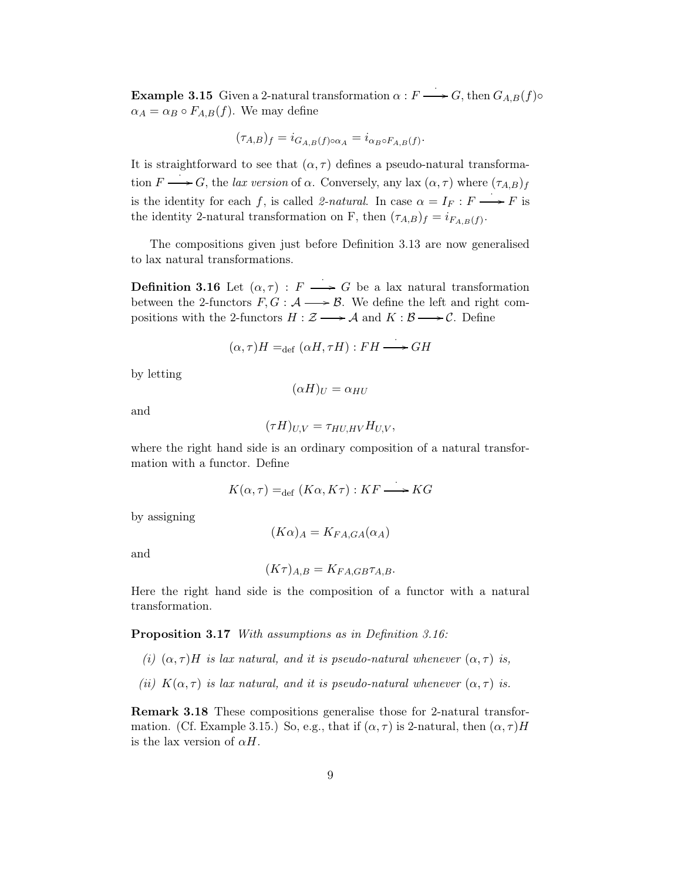**Example 3.15** Given a 2-natural transformation $\alpha : F \stackrel{\cdot}{\longrightarrow} G$, then $G_{A,B}(f) \circ \alpha_A = \alpha_B \circ F_{A,B}(f)$. We may define

$$(\tau_{A,B})_f = i_{G_{A,B}(f) \circ \alpha_A} = i_{\alpha_B \circ F_{A,B}(f)}.$$

It is straightforward to see that $(\alpha, \tau)$ defines a pseudo-natural transformation $F \stackrel{\cdot}{\longrightarrow} G$, the *lax version* of $\alpha$. Conversely, any lax $(\alpha, \tau)$ where $(\tau_{A,B})_f$ is the identity for each $f$, is called *2-natural*. In case $\alpha = I_F : F \stackrel{\cdot}{\longrightarrow} F$ is the identity 2-natural transformation on F, then $(\tau_{A,B})_f = i_{F_{A,B}(f)}$.

The compositions given just before Definition 3.13 are now generalised to lax natural transformations.

**Definition 3.16** Let $(\alpha, \tau) : F \stackrel{\cdot}{\longrightarrow} G$ be a lax natural transformation between the 2-functors $F, G : \mathcal{A} \longrightarrow \mathcal{B}$. We define the left and right compositions with the 2-functors $H : \mathcal{Z} \longrightarrow \mathcal{A}$ and $K : \mathcal{B} \longrightarrow \mathcal{C}$. Define

$$(\alpha, \tau)H =_{\text{def}} (\alpha H, \tau H) : FH \stackrel{\cdot}{\longrightarrow} GH$$

by letting

$$(\alpha H)_U = \alpha_{HU}$$

and

$$(\tau H)_{U,V} = \tau_{HU,HV} H_{U,V},$$

where the right hand side is an ordinary composition of a natural transformation with a functor. Define

$$K(\alpha, \tau) =_{\text{def}} (K\alpha, K\tau) : KF \stackrel{\cdot}{\longrightarrow} KG$$

by assigning

$$(K\alpha)_A = K_{FA,GA}(\alpha_A)$$

and

$$(K\tau)_{A,B} = K_{FA,GB} \tau_{A,B}.$$

Here the right hand side is the composition of a functor with a natural transformation.

**Proposition 3.17** *With assumptions as in Definition 3.16:*

*(i)* $(\alpha, \tau)H$ *is lax natural, and it is pseudo-natural whenever* $(\alpha, \tau)$ *is,*

*(ii)* $K(\alpha, \tau)$ *is lax natural, and it is pseudo-natural whenever* $(\alpha, \tau)$ *is.*

**Remark 3.18** These compositions generalise those for 2-natural transformation. (Cf. Example 3.15.) So, e.g., that if $(\alpha, \tau)$ is 2-natural, then $(\alpha, \tau)H$ is the lax version of $\alpha H$.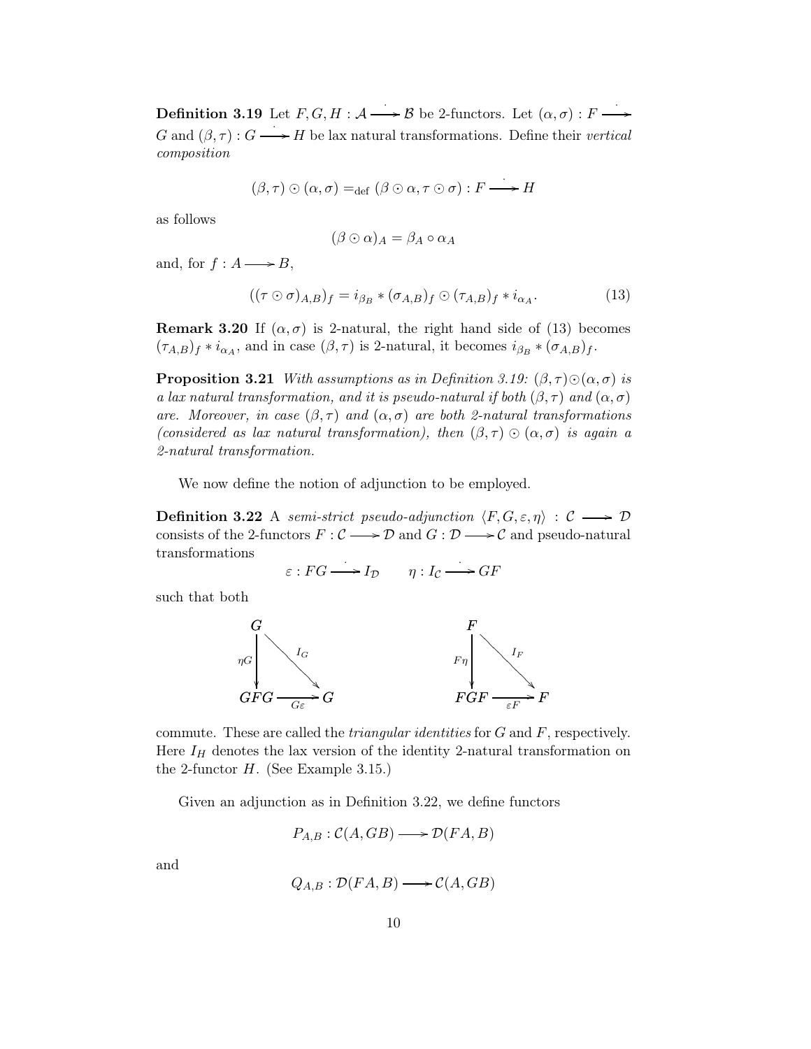**Definition 3.19** Let $F, G, H : \mathcal{A} \stackrel{\cdot}{\longrightarrow} \mathcal{B}$ be 2-functors. Let $(\alpha, \sigma) : F \stackrel{\cdot}{\longrightarrow} G$ and $(\beta, \tau) : G \stackrel{\cdot}{\longrightarrow} H$ be lax natural transformations. Define their *vertical composition*

$$(\beta, \tau) \odot (\alpha, \sigma) =_{\text{def}} (\beta \odot \alpha, \tau \odot \sigma) : F \stackrel{\cdot}{\longrightarrow} H$$

as follows

$$(\beta \odot \alpha)_A = \beta_A \circ \alpha_A$$

and, for $f : A \longrightarrow B$,

$$((\tau \odot \sigma)_{A,B})_f = i_{\beta_B} * (\sigma_{A,B})_f \odot (\tau_{A,B})_f * i_{\alpha_A}. \tag{13}$$

**Remark 3.20** If $(\alpha, \sigma)$ is 2-natural, the right hand side of (13) becomes $(\tau_{A,B})_f * i_{\alpha_A}$, and in case $(\beta, \tau)$ is 2-natural, it becomes $i_{\beta_B} * (\sigma_{A,B})_f$.

**Proposition 3.21** *With assumptions as in Definition 3.19: $(\beta, \tau) \odot (\alpha, \sigma)$ is a lax natural transformation, and it is pseudo-natural if both $(\beta, \tau)$ and $(\alpha, \sigma)$ are. Moreover, in case $(\beta, \tau)$ and $(\alpha, \sigma)$ are both 2-natural transformations (considered as lax natural transformation), then $(\beta, \tau) \odot (\alpha, \sigma)$ is again a 2-natural transformation.*

We now define the notion of adjunction to be employed.

**Definition 3.22** A *semi-strict pseudo-adjunction* $\langle F, G, \varepsilon, \eta \rangle : \mathcal{C} \longrightarrow \mathcal{D}$ consists of the 2-functors $F : \mathcal{C} \longrightarrow \mathcal{D}$ and $G : \mathcal{D} \longrightarrow \mathcal{C}$ and pseudo-natural transformations

$$\varepsilon : FG \stackrel{\cdot}{\longrightarrow} I_{\mathcal{D}} \qquad \eta : I_{\mathcal{C}} \stackrel{\cdot}{\longrightarrow} GF$$

such that both

$$\begin{array}{ccc} G & & \\ {\scriptstyle \eta G}\downarrow & \searrow^{I_G} & \\ GFG & \xrightarrow[G\varepsilon]{} & G \end{array} \qquad\qquad \begin{array}{ccc} F & & \\ {\scriptstyle F\eta}\downarrow & \searrow^{I_F} & \\ FGF & \xrightarrow[\varepsilon F]{} & F \end{array}$$

commute. These are called the *triangular identities* for $G$ and $F$, respectively. Here $I_H$ denotes the lax version of the identity 2-natural transformation on the 2-functor $H$. (See Example 3.15.)

Given an adjunction as in Definition 3.22, we define functors

$$P_{A,B} : \mathcal{C}(A, GB) \longrightarrow \mathcal{D}(FA, B)$$

and

$$Q_{A,B} : \mathcal{D}(FA, B) \longrightarrow \mathcal{C}(A, GB)$$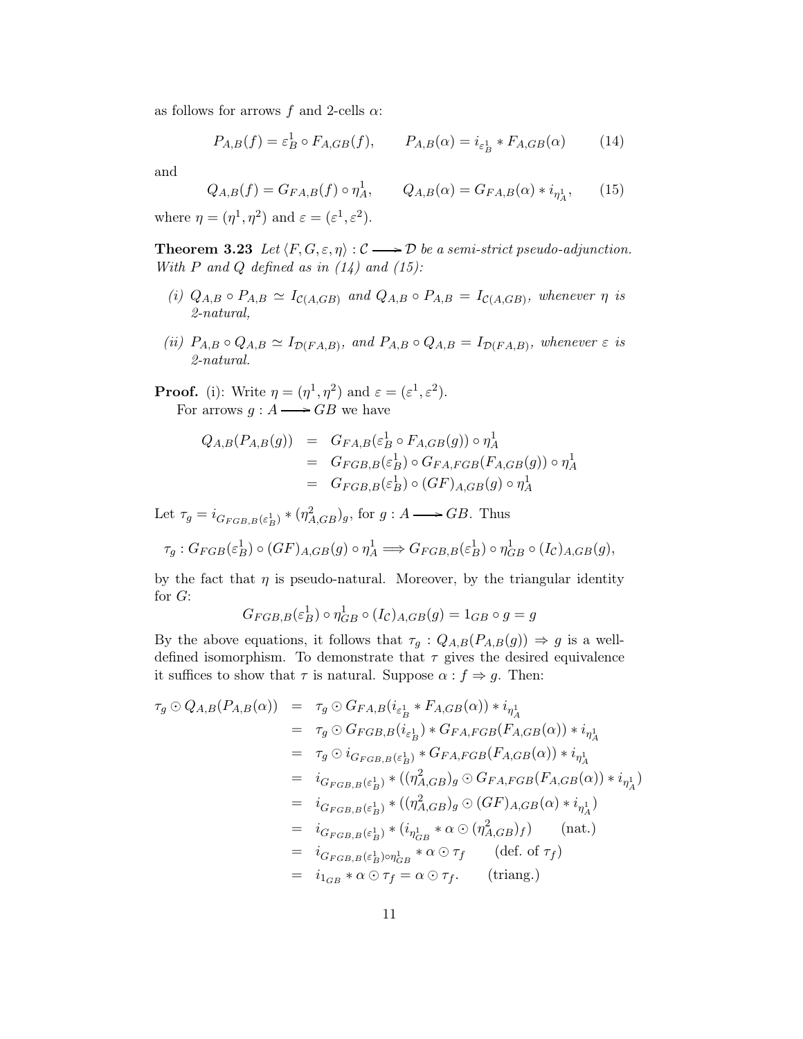as follows for arrows $f$ and 2-cells $\alpha$:

$$P_{A,B}(f) = \varepsilon^1_B \circ F_{A,GB}(f), \qquad P_{A,B}(\alpha) = i_{\varepsilon^1_B} * F_{A,GB}(\alpha) \tag{14}$$

and

$$Q_{A,B}(f) = G_{FA,B}(f) \circ \eta^1_A, \qquad Q_{A,B}(\alpha) = G_{FA,B}(\alpha) * i_{\eta^1_A}, \tag{15}$$

where $\eta = (\eta^1, \eta^2)$ and $\varepsilon = (\varepsilon^1, \varepsilon^2)$.

**Theorem 3.23** *Let $\langle F, G, \varepsilon, \eta \rangle : \mathcal{C} \longrightarrow \mathcal{D}$ be a semi-strict pseudo-adjunction. With $P$ and $Q$ defined as in (14) and (15):*

*(i) $Q_{A,B} \circ P_{A,B} \simeq I_{\mathcal{C}(A,GB)}$ and $Q_{A,B} \circ P_{A,B} = I_{\mathcal{C}(A,GB)}$, whenever $\eta$ is 2-natural,*

*(ii) $P_{A,B} \circ Q_{A,B} \simeq I_{\mathcal{D}(FA,B)}$, and $P_{A,B} \circ Q_{A,B} = I_{\mathcal{D}(FA,B)}$, whenever $\varepsilon$ is 2-natural.*

**Proof.** (i): Write $\eta = (\eta^1, \eta^2)$ and $\varepsilon = (\varepsilon^1, \varepsilon^2)$.

For arrows $g : A \longrightarrow GB$ we have

$$\begin{aligned}
Q_{A,B}(P_{A,B}(g)) &= G_{FA,B}(\varepsilon^1_B \circ F_{A,GB}(g)) \circ \eta^1_A \\
&= G_{FGB,B}(\varepsilon^1_B) \circ G_{FA,FGB}(F_{A,GB}(g)) \circ \eta^1_A \\
&= G_{FGB,B}(\varepsilon^1_B) \circ (GF)_{A,GB}(g) \circ \eta^1_A
\end{aligned}$$

Let $\tau_g = i_{G_{FGB,B}(\varepsilon^1_B)} * (\eta^2_{A,GB})_g$, for $g : A \longrightarrow GB$. Thus

$$\tau_g : G_{FGB}(\varepsilon^1_B) \circ (GF)_{A,GB}(g) \circ \eta^1_A \Longrightarrow G_{FGB,B}(\varepsilon^1_B) \circ \eta^1_{GB} \circ (I_{\mathcal{C}})_{A,GB}(g),$$

by the fact that $\eta$ is pseudo-natural. Moreover, by the triangular identity for $G$:

$$G_{FGB,B}(\varepsilon^1_B) \circ \eta^1_{GB} \circ (I_{\mathcal{C}})_{A,GB}(g) = 1_{GB} \circ g = g$$

By the above equations, it follows that $\tau_g : Q_{A,B}(P_{A,B}(g)) \Rightarrow g$ is a well-defined isomorphism. To demonstrate that $\tau$ gives the desired equivalence it suffices to show that $\tau$ is natural. Suppose $\alpha : f \Rightarrow g$. Then:

$$\begin{aligned}
\tau_g \odot Q_{A,B}(P_{A,B}(\alpha)) &= \tau_g \odot G_{FA,B}(i_{\varepsilon^1_B} * F_{A,GB}(\alpha)) * i_{\eta^1_A} \\
&= \tau_g \odot G_{FGB,B}(i_{\varepsilon^1_B}) * G_{FA,FGB}(F_{A,GB}(\alpha)) * i_{\eta^1_A} \\
&= \tau_g \odot i_{G_{FGB,B}(\varepsilon^1_B)} * G_{FA,FGB}(F_{A,GB}(\alpha)) * i_{\eta^1_A} \\
&= i_{G_{FGB,B}(\varepsilon^1_B)} * ((\eta^2_{A,GB})_g \odot G_{FA,FGB}(F_{A,GB}(\alpha)) * i_{\eta^1_A}) \\
&= i_{G_{FGB,B}(\varepsilon^1_B)} * ((\eta^2_{A,GB})_g \odot (GF)_{A,GB}(\alpha) * i_{\eta^1_A}) \\
&= i_{G_{FGB,B}(\varepsilon^1_B)} * (i_{\eta^1_{GB}} * \alpha \odot (\eta^2_{A,GB})_f) \qquad \text{(nat.)} \\
&= i_{G_{FGB,B}(\varepsilon^1_B) \circ \eta^1_{GB}} * \alpha \odot \tau_f \qquad \text{(def. of } \tau_f) \\
&= i_{1_{GB}} * \alpha \odot \tau_f = \alpha \odot \tau_f. \qquad \text{(triang.)}
\end{aligned}$$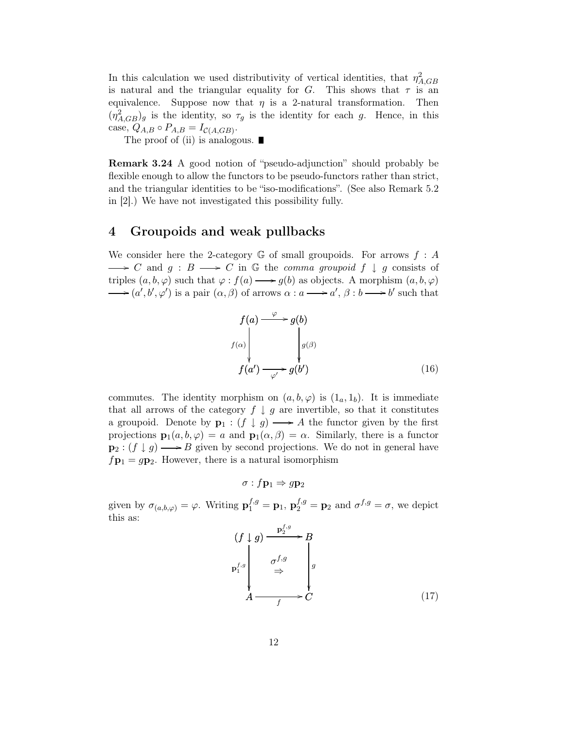In this calculation we used distributivity of vertical identities, that $\eta^2_{A,GB}$ is natural and the triangular equality for $G$. This shows that $\tau$ is an equivalence. Suppose now that $\eta$ is a 2-natural transformation. Then $(\eta^2_{A,GB})_g$ is the identity, so $\tau_g$ is the identity for each $g$. Hence, in this case, $Q_{A,B} \circ P_{A,B} = I_{\mathcal{C}(A,GB)}$.

The proof of (ii) is analogous. ∎

**Remark 3.24** A good notion of "pseudo-adjunction" should probably be flexible enough to allow the functors to be pseudo-functors rather than strict, and the triangular identities to be "iso-modifications". (See also Remark 5.2 in [2].) We have not investigated this possibility fully.

# 4 Groupoids and weak pullbacks

We consider here the 2-category $\mathbb{G}$ of small groupoids. For arrows $f : A \longrightarrow C$ and $g : B \longrightarrow C$ in $\mathbb{G}$ the *comma groupoid* $f \downarrow g$ consists of triples $(a, b, \varphi)$ such that $\varphi : f(a) \longrightarrow g(b)$ as objects. A morphism $(a, b, \varphi) \longrightarrow (a', b', \varphi')$ is a pair $(\alpha, \beta)$ of arrows $\alpha : a \longrightarrow a'$, $\beta : b \longrightarrow b'$ such that

$$\begin{array}{ccc} f(a) & \xrightarrow{\varphi} & g(b) \\ {\scriptstyle f(\alpha)}\downarrow & & \downarrow{\scriptstyle g(\beta)} \\ f(a') & \xrightarrow[\varphi']{} & g(b') \end{array} \tag{16}$$

commutes. The identity morphism on $(a, b, \varphi)$ is $(1_a, 1_b)$. It is immediate that all arrows of the category $f \downarrow g$ are invertible, so that it constitutes a groupoid. Denote by $\mathbf{p}_1 : (f \downarrow g) \longrightarrow A$ the functor given by the first projections $\mathbf{p}_1(a, b, \varphi) = a$ and $\mathbf{p}_1(\alpha, \beta) = \alpha$. Similarly, there is a functor $\mathbf{p}_2 : (f \downarrow g) \longrightarrow B$ given by second projections. We do not in general have $f\mathbf{p}_1 = g\mathbf{p}_2$. However, there is a natural isomorphism

$$\sigma : f\mathbf{p}_1 \Rightarrow g\mathbf{p}_2$$

given by $\sigma_{(a,b,\varphi)} = \varphi$. Writing $\mathbf{p}_1^{f,g} = \mathbf{p}_1$, $\mathbf{p}_2^{f,g} = \mathbf{p}_2$ and $\sigma^{f,g} = \sigma$, we depict this as:

$$\begin{array}{ccc} (f \downarrow g) & \xrightarrow{\mathbf{p}_2^{f,g}} & B \\ {\scriptstyle \mathbf{p}_1^{f,g}}\downarrow & \overset{\sigma^{f,g}}{\Rightarrow} & \downarrow{\scriptstyle g} \\ A & \xrightarrow[f]{} & C \end{array} \tag{17}$$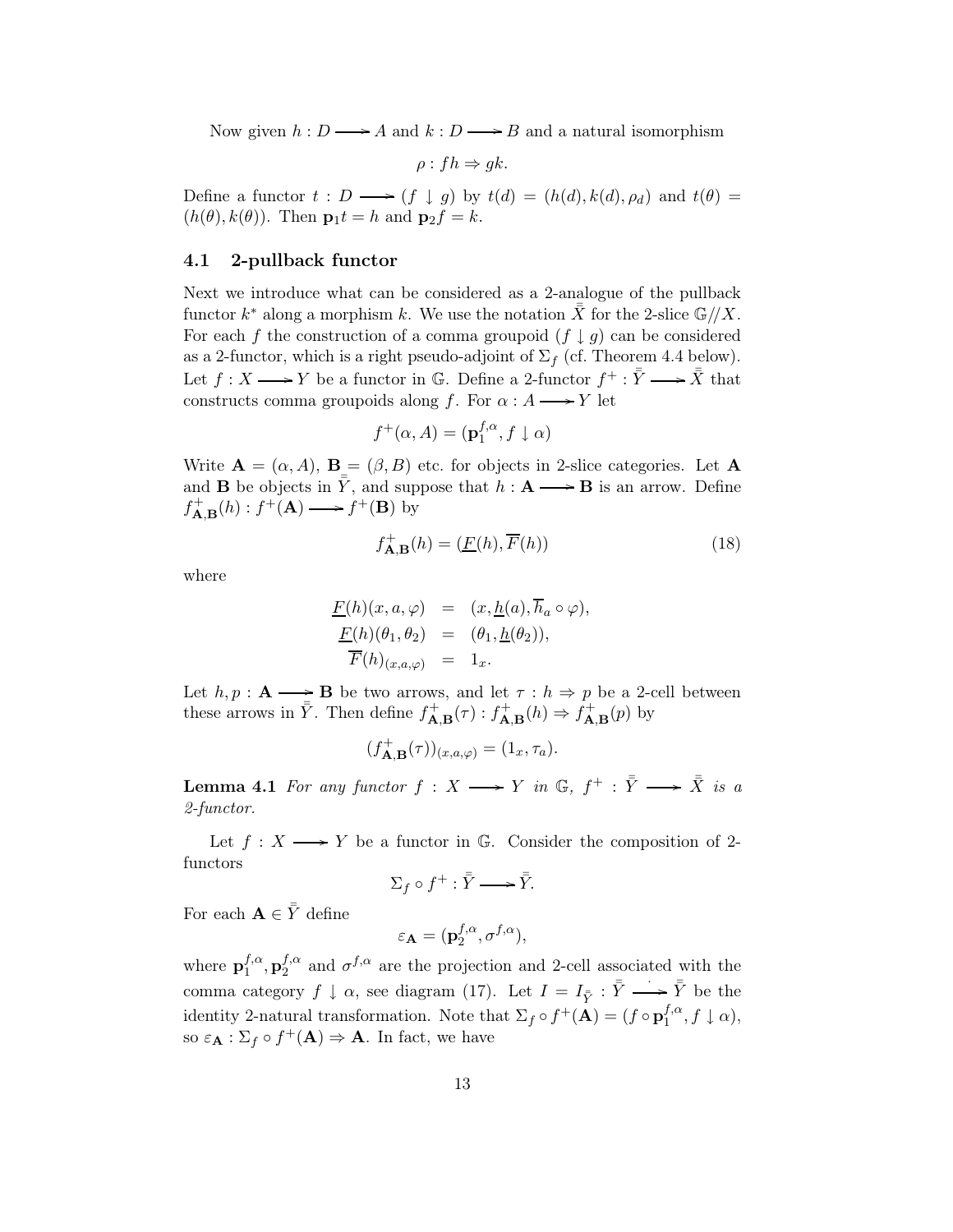Now given $h : D \longrightarrow A$ and $k : D \longrightarrow B$ and a natural isomorphism

$$\rho : fh \Rightarrow gk.$$

Define a functor $t : D \longrightarrow (f \downarrow g)$ by $t(d) = (h(d), k(d), \rho_d)$ and $t(\theta) = (h(\theta), k(\theta))$. Then $\mathbf{p}_1 t = h$ and $\mathbf{p}_2 f = k$.

### 4.1 2-pullback functor

Next we introduce what can be considered as a 2-analogue of the pullback functor $k^*$ along a morphism $k$. We use the notation $\bar{\bar{X}}$ for the 2-slice $\mathbb{G}/\!/X$. For each $f$ the construction of a comma groupoid $(f \downarrow g)$ can be considered as a 2-functor, which is a right pseudo-adjoint of $\Sigma_f$ (cf. Theorem 4.4 below). Let $f : X \longrightarrow Y$ be a functor in $\mathbb{G}$. Define a 2-functor $f^+ : \bar{\bar{Y}} \longrightarrow \bar{\bar{X}}$ that constructs comma groupoids along $f$. For $\alpha : A \longrightarrow Y$ let

$$f^+(\alpha, A) = (\mathbf{p}_1^{f,\alpha}, f \downarrow \alpha)$$

Write $\mathbf{A} = (\alpha, A)$, $\mathbf{B} = (\beta, B)$ etc. for objects in 2-slice categories. Let $\mathbf{A}$ and $\mathbf{B}$ be objects in $\bar{\bar{Y}}$, and suppose that $h : \mathbf{A} \longrightarrow \mathbf{B}$ is an arrow. Define $f^+_{\mathbf{A},\mathbf{B}}(h) : f^+(\mathbf{A}) \longrightarrow f^+(\mathbf{B})$ by

$$f^+_{\mathbf{A},\mathbf{B}}(h) = (\underline{F}(h), \overline{F}(h)) \tag{18}$$

where

$$\begin{aligned}
\underline{F}(h)(x, a, \varphi) &= (x, \underline{h}(a), \overline{h}_a \circ \varphi), \\
\underline{F}(h)(\theta_1, \theta_2) &= (\theta_1, \underline{h}(\theta_2)), \\
\overline{F}(h)_{(x,a,\varphi)} &= 1_x.
\end{aligned}$$

Let $h, p : \mathbf{A} \longrightarrow \mathbf{B}$ be two arrows, and let $\tau : h \Rightarrow p$ be a 2-cell between these arrows in $\bar{\bar{Y}}$. Then define $f^+_{\mathbf{A},\mathbf{B}}(\tau) : f^+_{\mathbf{A},\mathbf{B}}(h) \Rightarrow f^+_{\mathbf{A},\mathbf{B}}(p)$ by

$$(f^+_{\mathbf{A},\mathbf{B}}(\tau))_{(x,a,\varphi)} = (1_x, \tau_a).$$

**Lemma 4.1** *For any functor $f : X \longrightarrow Y$ in $\mathbb{G}$, $f^+ : \bar{\bar{Y}} \longrightarrow \bar{\bar{X}}$ is a 2-functor.*

Let $f : X \longrightarrow Y$ be a functor in $\mathbb{G}$. Consider the composition of 2-functors

$$\Sigma_f \circ f^+ : \bar{\bar{Y}} \longrightarrow \bar{\bar{Y}}.$$

For each $\mathbf{A} \in \bar{\bar{Y}}$ define

$$\varepsilon_{\mathbf{A}} = (\mathbf{p}_2^{f,\alpha}, \sigma^{f,\alpha}),$$

where $\mathbf{p}_1^{f,\alpha}, \mathbf{p}_2^{f,\alpha}$ and $\sigma^{f,\alpha}$ are the projection and 2-cell associated with the comma category $f \downarrow \alpha$, see diagram (17). Let $I = I_{\bar{\bar{Y}}} : \bar{\bar{Y}} \stackrel{\cdot}{\longrightarrow} \bar{\bar{Y}}$ be the identity 2-natural transformation. Note that $\Sigma_f \circ f^+(\mathbf{A}) = (f \circ \mathbf{p}_1^{f,\alpha}, f \downarrow \alpha)$, so $\varepsilon_{\mathbf{A}} : \Sigma_f \circ f^+(\mathbf{A}) \Rightarrow \mathbf{A}$. In fact, we have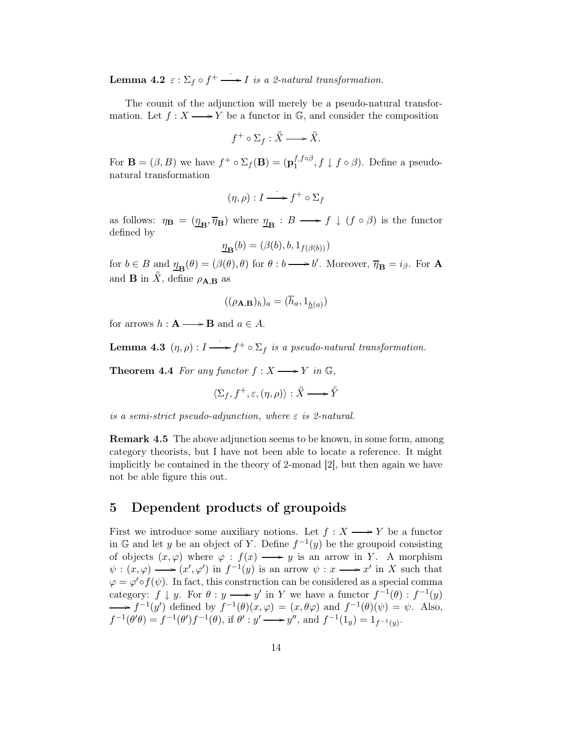**Lemma 4.2** *$\varepsilon : \Sigma_f \circ f^+ \stackrel{\cdot}{\longrightarrow} I$ is a 2-natural transformation.*

The counit of the adjunction will merely be a pseudo-natural transformation. Let $f : X \longrightarrow Y$ be a functor in $\mathbb{G}$, and consider the composition

$$f^+ \circ \Sigma_f : \bar{\bar{X}} \longrightarrow \bar{\bar{X}}.$$

For $\mathbf{B} = (\beta, B)$ we have $f^+ \circ \Sigma_f(\mathbf{B}) = (\mathbf{p}_1^{f, f\circ\beta}, f \downarrow f \circ \beta)$. Define a pseudo-natural transformation

$$(\eta, \rho) : I \stackrel{\cdot}{\longrightarrow} f^+ \circ \Sigma_f$$

as follows: $\eta_{\mathbf{B}} = (\underline{\eta}_{\mathbf{B}}, \overline{\eta}_{\mathbf{B}})$ where $\underline{\eta}_{\mathbf{B}} : B \longrightarrow f \downarrow (f \circ \beta)$ is the functor defined by

$$\underline{\eta}_{\mathbf{B}}(b) = (\beta(b), b, 1_{f(\beta(b))})$$

for $b \in B$ and $\underline{\eta}_{\mathbf{B}}(\theta) = (\beta(\theta), \theta)$ for $\theta : b \longrightarrow b'$. Moreover, $\overline{\eta}_{\mathbf{B}} = i_\beta$. For $\mathbf{A}$ and $\mathbf{B}$ in $\bar{\bar{X}}$, define $\rho_{\mathbf{A},\mathbf{B}}$ as

$$((\rho_{\mathbf{A},\mathbf{B}})_h)_a = (\overline{h}_a, 1_{\underline{h}(a)})$$

for arrows $h : \mathbf{A} \longrightarrow \mathbf{B}$ and $a \in A$.

**Lemma 4.3** *$(\eta, \rho) : I \stackrel{\cdot}{\longrightarrow} f^+ \circ \Sigma_f$ is a pseudo-natural transformation.*

**Theorem 4.4** *For any functor $f : X \longrightarrow Y$ in $\mathbb{G}$,*

$$\langle \Sigma_f, f^+, \varepsilon, (\eta, \rho) \rangle : \bar{\bar{X}} \longrightarrow \bar{\bar{Y}}$$

*is a semi-strict pseudo-adjunction, where $\varepsilon$ is 2-natural.*

**Remark 4.5** The above adjunction seems to be known, in some form, among category theorists, but I have not been able to locate a reference. It might implicitly be contained in the theory of 2-monad [2], but then again we have not be able figure this out.

## 5 Dependent products of groupoids

First we introduce some auxiliary notions. Let $f : X \longrightarrow Y$ be a functor in $\mathbb{G}$ and let $y$ be an object of $Y$. Define $f^{-1}(y)$ be the groupoid consisting of objects $(x, \varphi)$ where $\varphi : f(x) \longrightarrow y$ is an arrow in $Y$. A morphism $\psi : (x, \varphi) \longrightarrow (x', \varphi')$ in $f^{-1}(y)$ is an arrow $\psi : x \longrightarrow x'$ in $X$ such that $\varphi = \varphi' \circ f(\psi)$. In fact, this construction can be considered as a special comma category: $f \downarrow y$. For $\theta : y \longrightarrow y'$ in $Y$ we have a functor $f^{-1}(\theta) : f^{-1}(y) \longrightarrow f^{-1}(y')$ defined by $f^{-1}(\theta)(x, \varphi) = (x, \theta\varphi)$ and $f^{-1}(\theta)(\psi) = \psi$. Also, $f^{-1}(\theta'\theta) = f^{-1}(\theta')f^{-1}(\theta)$, if $\theta' : y' \longrightarrow y''$, and $f^{-1}(1_y) = 1_{f^{-1}(y)}$.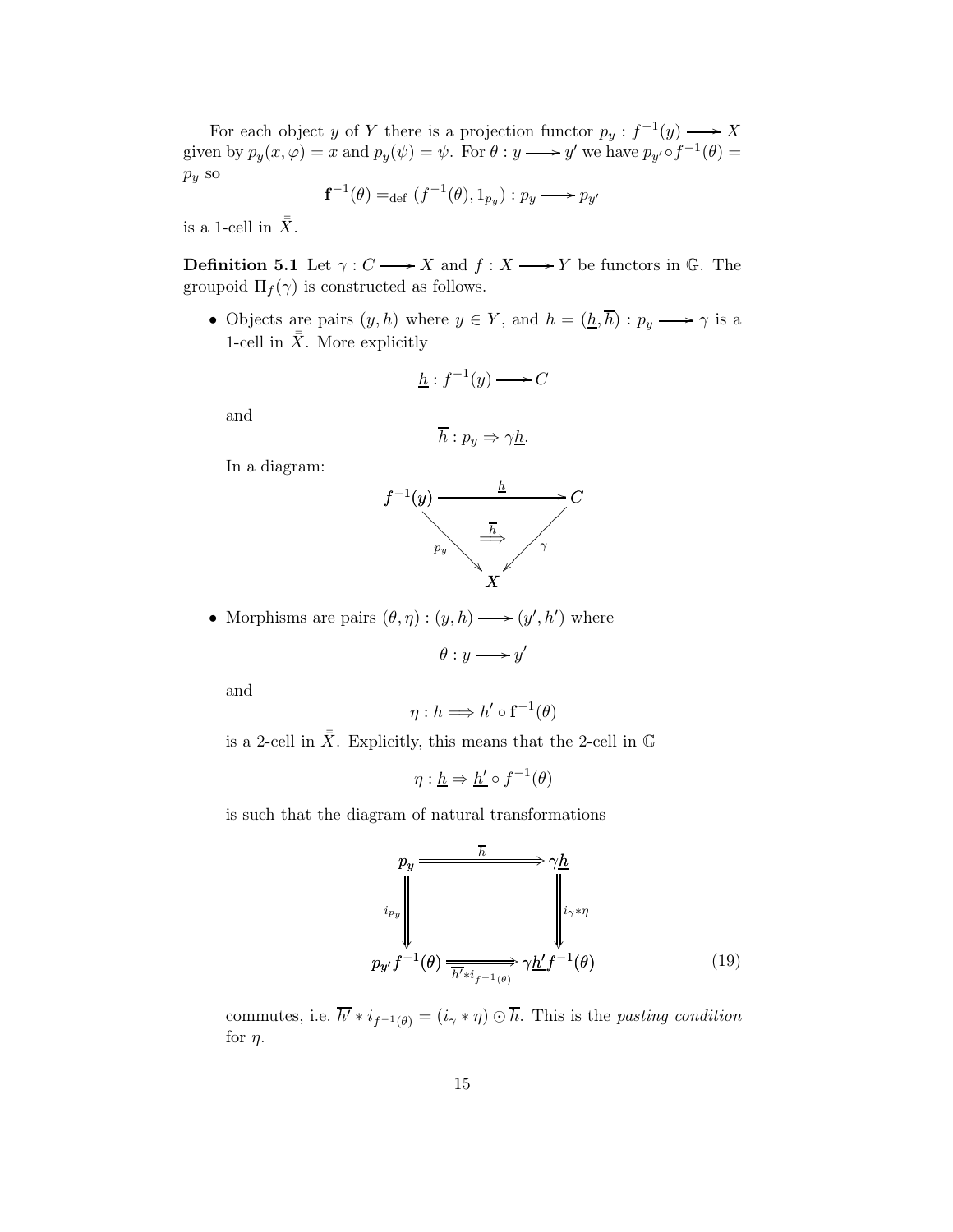For each object $y$ of $Y$ there is a projection functor $p_y : f^{-1}(y) \longrightarrow X$ given by $p_y(x, \varphi) = x$ and $p_y(\psi) = \psi$. For $\theta : y \longrightarrow y'$ we have $p_{y'} \circ f^{-1}(\theta) = p_y$ so

$$\mathbf{f}^{-1}(\theta) =_{\text{def}} (f^{-1}(\theta), 1_{p_y}) : p_y \longrightarrow p_{y'}$$

is a 1-cell in $\bar{\bar{X}}$.

**Definition 5.1** Let $\gamma : C \longrightarrow X$ and $f : X \longrightarrow Y$ be functors in $\mathbb{G}$. The groupoid $\Pi_f(\gamma)$ is constructed as follows.

- Objects are pairs $(y, h)$ where $y \in Y$, and $h = (\underline{h}, \overline{h}) : p_y \longrightarrow \gamma$ is a 1-cell in $\bar{\bar{X}}$. More explicitly

  $$\underline{h} : f^{-1}(y) \longrightarrow C$$

  and

  $$\overline{h} : p_y \Rightarrow \gamma \underline{h}.$$

  In a diagram:

  $$\begin{array}{ccc} f^{-1}(y) & \xrightarrow{\quad \underline{h} \quad} & C \\ & \overset{\overline{h}}{\Longrightarrow} & \\ {\scriptstyle p_y} \searrow & & \swarrow {\scriptstyle \gamma} \\ & X & \end{array}$$

- Morphisms are pairs $(\theta, \eta) : (y, h) \longrightarrow (y', h')$ where

  $$\theta : y \longrightarrow y'$$

  and

  $$\eta : h \Longrightarrow h' \circ \mathbf{f}^{-1}(\theta)$$

  is a 2-cell in $\bar{\bar{X}}$. Explicitly, this means that the 2-cell in $\mathbb{G}$

  $$\eta : \underline{h} \Rightarrow \underline{h'} \circ f^{-1}(\theta)$$

  is such that the diagram of natural transformations

  $$\begin{array}{ccc} p_y & \xRightarrow{\quad \overline{h} \quad} & \gamma \underline{h} \\ {\scriptstyle i_{p_y}} \Downarrow & & \Downarrow {\scriptstyle i_\gamma * \eta} \\ p_{y'} f^{-1}(\theta) & \xRightarrow[\overline{h'} * i_{f^{-1}(\theta)}]{} & \gamma \underline{h'} f^{-1}(\theta) \end{array} \tag{19}$$

  commutes, i.e. $\overline{h'} * i_{f^{-1}(\theta)} = (i_\gamma * \eta) \odot \overline{h}$. This is the *pasting condition* for $\eta$.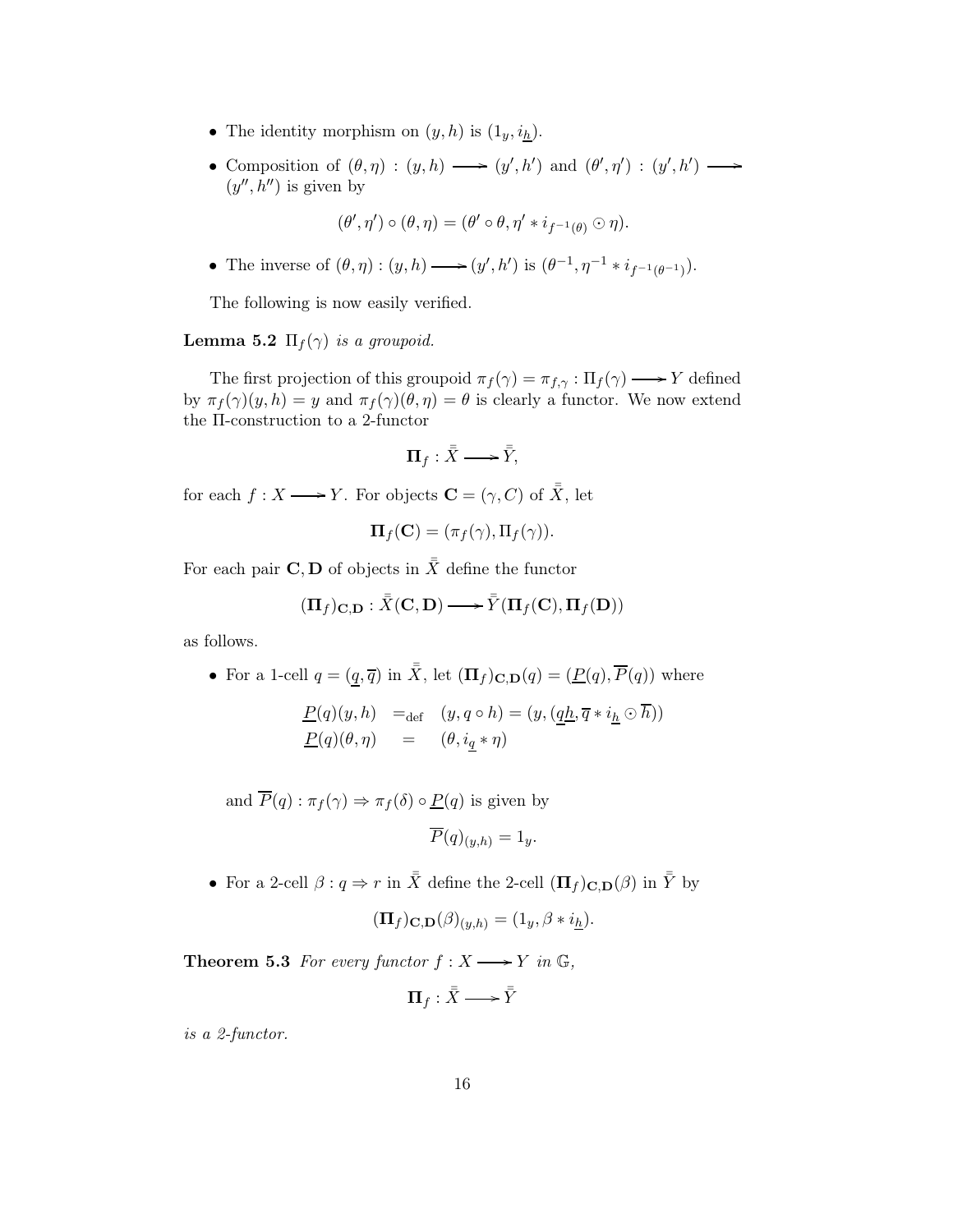- The identity morphism on $(y, h)$ is $(1_y, i_{\underline{h}})$.
- Composition of $(\theta, \eta) : (y, h) \longrightarrow (y', h')$ and $(\theta', \eta') : (y', h') \longrightarrow (y'', h'')$ is given by

$$(\theta', \eta') \circ (\theta, \eta) = (\theta' \circ \theta, \eta' * i_{f^{-1}(\theta)} \odot \eta).$$

- The inverse of $(\theta, \eta) : (y, h) \longrightarrow (y', h')$ is $(\theta^{-1}, \eta^{-1} * i_{f^{-1}(\theta^{-1})})$.

The following is now easily verified.

**Lemma 5.2** *$\Pi_f(\gamma)$ is a groupoid.*

The first projection of this groupoid $\pi_f(\gamma) = \pi_{f,\gamma} : \Pi_f(\gamma) \longrightarrow Y$ defined by $\pi_f(\gamma)(y, h) = y$ and $\pi_f(\gamma)(\theta, \eta) = \theta$ is clearly a functor. We now extend the $\Pi$-construction to a 2-functor

$$\mathbf{\Pi}_f : \bar{\bar{X}} \longrightarrow \bar{\bar{Y}},$$

for each $f : X \longrightarrow Y$. For objects $\mathbf{C} = (\gamma, C)$ of $\bar{\bar{X}}$, let

$$\mathbf{\Pi}_f(\mathbf{C}) = (\pi_f(\gamma), \Pi_f(\gamma)).$$

For each pair $\mathbf{C}, \mathbf{D}$ of objects in $\bar{\bar{X}}$ define the functor

$$(\mathbf{\Pi}_f)_{\mathbf{C},\mathbf{D}} : \bar{\bar{X}}(\mathbf{C}, \mathbf{D}) \longrightarrow \bar{\bar{Y}}(\mathbf{\Pi}_f(\mathbf{C}), \mathbf{\Pi}_f(\mathbf{D}))$$

as follows.

- For a 1-cell $q = (\underline{q}, \overline{q})$ in $\bar{\bar{X}}$, let $(\mathbf{\Pi}_f)_{\mathbf{C},\mathbf{D}}(q) = (\underline{P}(q), \overline{P}(q))$ where

$$\begin{array}{rcl} \underline{P}(q)(y, h) & =_{\text{def}} & (y, q \circ h) = (y, (\underline{q}\underline{h}, \overline{q} * i_{\underline{h}} \odot \overline{h})) \\ \underline{P}(q)(\theta, \eta) & = & (\theta, i_{\underline{q}} * \eta) \end{array}$$

  and $\overline{P}(q) : \pi_f(\gamma) \Rightarrow \pi_f(\delta) \circ \underline{P}(q)$ is given by

$$\overline{P}(q)_{(y,h)} = 1_y.$$

- For a 2-cell $\beta : q \Rightarrow r$ in $\bar{\bar{X}}$ define the 2-cell $(\mathbf{\Pi}_f)_{\mathbf{C},\mathbf{D}}(\beta)$ in $\bar{\bar{Y}}$ by

$$(\mathbf{\Pi}_f)_{\mathbf{C},\mathbf{D}}(\beta)_{(y,h)} = (1_y, \beta * i_{\underline{h}}).$$

**Theorem 5.3** *For every functor $f : X \longrightarrow Y$ in $\mathbb{G}$,*

$$\mathbf{\Pi}_f : \bar{\bar{X}} \longrightarrow \bar{\bar{Y}}$$

*is a 2-functor.*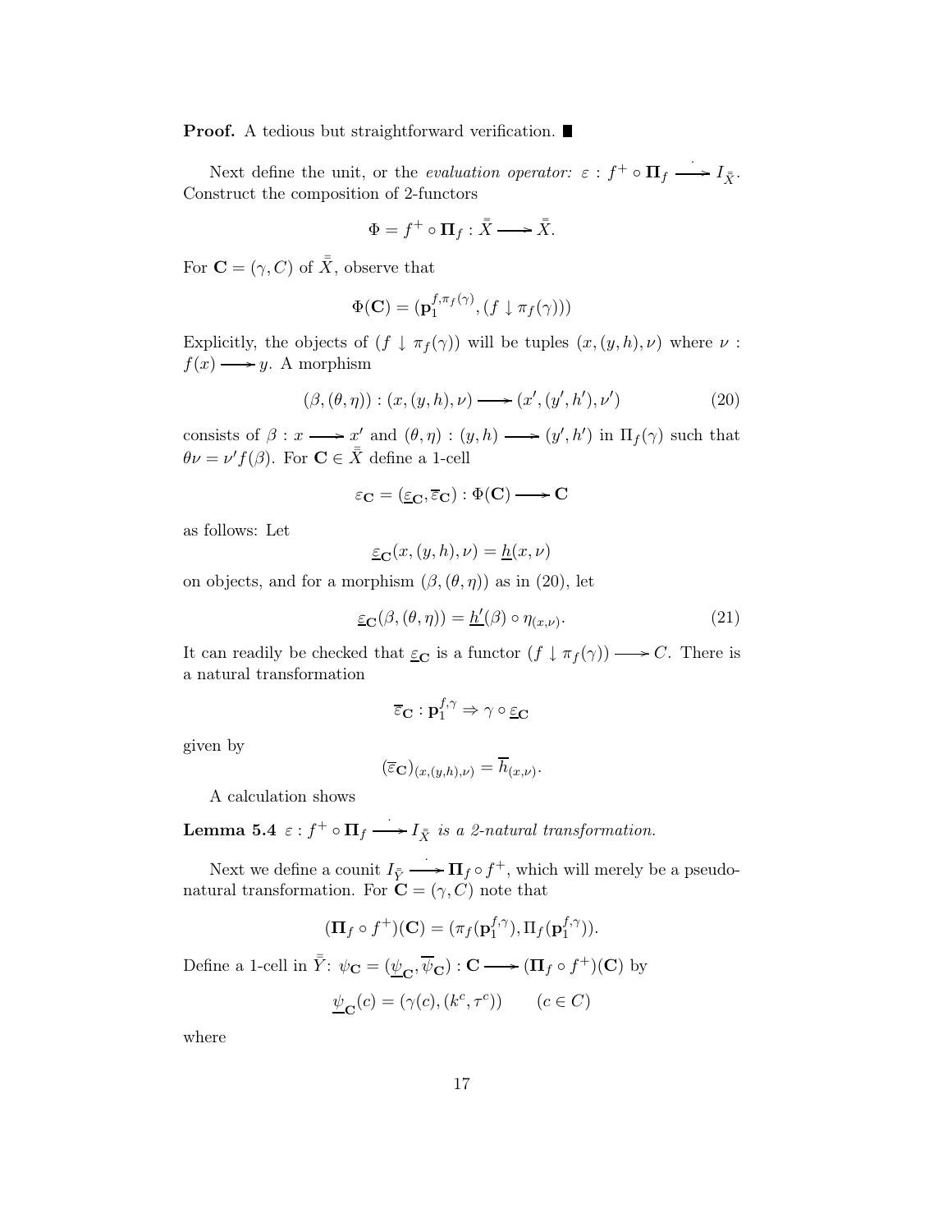**Proof.** A tedious but straightforward verification. ■

Next define the unit, or the *evaluation operator:* $\varepsilon : f^+ \circ \mathbf{\Pi}_f \xrightarrow{\cdot} I_{\bar{\bar{X}}}$. Construct the composition of 2-functors

$$\Phi = f^+ \circ \mathbf{\Pi}_f : \bar{\bar{X}} \longrightarrow \bar{\bar{X}}.$$

For $\mathbf{C} = (\gamma, C)$ of $\bar{\bar{X}}$, observe that

$$\Phi(\mathbf{C}) = (\mathbf{p}_1^{f, \pi_f(\gamma)}, (f \downarrow \pi_f(\gamma)))$$

Explicitly, the objects of $(f \downarrow \pi_f(\gamma))$ will be tuples $(x, (y, h), \nu)$ where $\nu : f(x) \longrightarrow y$. A morphism

$$(\beta, (\theta, \eta)) : (x, (y, h), \nu) \longrightarrow (x', (y', h'), \nu') \tag{20}$$

consists of $\beta : x \longrightarrow x'$ and $(\theta, \eta) : (y, h) \longrightarrow (y', h')$ in $\Pi_f(\gamma)$ such that $\theta \nu = \nu' f(\beta)$. For $\mathbf{C} \in \bar{\bar{X}}$ define a 1-cell

$$\varepsilon_{\mathbf{C}} = (\underline{\varepsilon}_{\mathbf{C}}, \overline{\varepsilon}_{\mathbf{C}}) : \Phi(\mathbf{C}) \longrightarrow \mathbf{C}$$

as follows: Let

$$\underline{\varepsilon}_{\mathbf{C}}(x, (y, h), \nu) = \underline{h}(x, \nu)$$

on objects, and for a morphism $(\beta, (\theta, \eta))$ as in (20), let

$$\underline{\varepsilon}_{\mathbf{C}}(\beta, (\theta, \eta)) = \underline{h'}(\beta) \circ \eta_{(x, \nu)}. \tag{21}$$

It can readily be checked that $\underline{\varepsilon}_{\mathbf{C}}$ is a functor $(f \downarrow \pi_f(\gamma)) \longrightarrow C$. There is a natural transformation

$$\overline{\varepsilon}_{\mathbf{C}} : \mathbf{p}_1^{f, \gamma} \Rightarrow \gamma \circ \underline{\varepsilon}_{\mathbf{C}}$$

given by

$$(\overline{\varepsilon}_{\mathbf{C}})_{(x, (y, h), \nu)} = \overline{h}_{(x, \nu)}.$$

A calculation shows

**Lemma 5.4** *$\varepsilon : f^+ \circ \mathbf{\Pi}_f \xrightarrow{\cdot} I_{\bar{\bar{X}}}$ is a 2-natural transformation.*

Next we define a counit $I_{\bar{\bar{Y}}} \xrightarrow{\cdot} \mathbf{\Pi}_f \circ f^+$, which will merely be a pseudo-natural transformation. For $\mathbf{C} = (\gamma, C)$ note that

$$(\mathbf{\Pi}_f \circ f^+)(\mathbf{C}) = (\pi_f(\mathbf{p}_1^{f, \gamma}), \Pi_f(\mathbf{p}_1^{f, \gamma})).$$

Define a 1-cell in $\bar{\bar{Y}}$: $\psi_{\mathbf{C}} = (\underline{\psi}_{\mathbf{C}}, \overline{\psi}_{\mathbf{C}}) : \mathbf{C} \longrightarrow (\mathbf{\Pi}_f \circ f^+)(\mathbf{C})$ by

$$\underline{\psi}_{\mathbf{C}}(c) = (\gamma(c), (k^c, \tau^c)) \qquad (c \in C)$$

where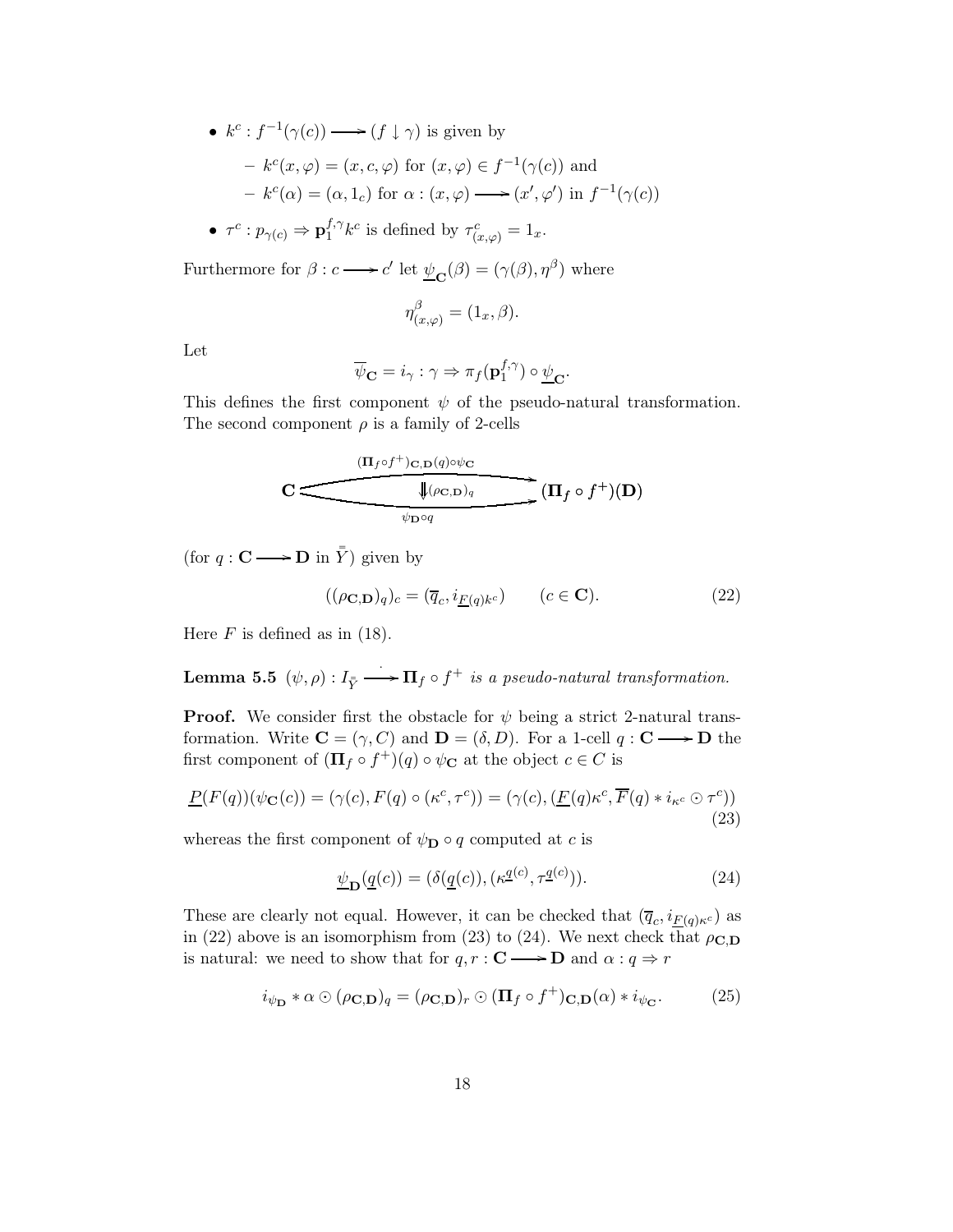- $k^c : f^{-1}(\gamma(c)) \longrightarrow (f \downarrow \gamma)$ is given by
  - $k^c(x, \varphi) = (x, c, \varphi)$ for $(x, \varphi) \in f^{-1}(\gamma(c))$ and
  - $k^c(\alpha) = (\alpha, 1_c)$ for $\alpha : (x, \varphi) \longrightarrow (x', \varphi')$ in $f^{-1}(\gamma(c))$
- $\tau^c : p_{\gamma(c)} \Rightarrow \mathbf{p}_1^{f,\gamma} k^c$ is defined by $\tau^c_{(x,\varphi)} = 1_x$.

Furthermore for $\beta : c \longrightarrow c'$ let $\underline{\psi}_{\mathbf{C}}(\beta) = (\gamma(\beta), \eta^\beta)$ where

$$\eta^\beta_{(x,\varphi)} = (1_x, \beta).$$

Let

$$\overline{\psi}_{\mathbf{C}} = i_\gamma : \gamma \Rightarrow \pi_f(\mathbf{p}_1^{f,\gamma}) \circ \underline{\psi}_{\mathbf{C}}.$$

This defines the first component $\psi$ of the pseudo-natural transformation. The second component $\rho$ is a family of 2-cells

$$\mathbf{C} \underset{\psi_{\mathbf{D}} \circ q}{\overset{(\mathbf{\Pi}_f \circ f^+)_{\mathbf{C},\mathbf{D}}(q) \circ \psi_{\mathbf{C}}}{\Downarrow (\rho_{\mathbf{C},\mathbf{D}})_q}} (\mathbf{\Pi}_f \circ f^+)(\mathbf{D})$$

(for $q : \mathbf{C} \longrightarrow \mathbf{D}$ in $\bar{\bar{Y}}$) given by

$$((\rho_{\mathbf{C},\mathbf{D}})_q)_c = (\overline{q}_c, i_{\underline{F}(q) k^c}) \qquad (c \in \mathbf{C}). \tag{22}$$

Here $F$ is defined as in (18).

**Lemma 5.5** *$(\psi, \rho) : I_{\bar{\bar{Y}}} \overset{\cdot}{\longrightarrow} \mathbf{\Pi}_f \circ f^+$ is a pseudo-natural transformation.*

**Proof.** We consider first the obstacle for $\psi$ being a strict 2-natural transformation. Write $\mathbf{C} = (\gamma, C)$ and $\mathbf{D} = (\delta, D)$. For a 1-cell $q : \mathbf{C} \longrightarrow \mathbf{D}$ the first component of $(\mathbf{\Pi}_f \circ f^+)(q) \circ \psi_{\mathbf{C}}$ at the object $c \in C$ is

$$\underline{P}(F(q))(\psi_{\mathbf{C}}(c)) = (\gamma(c), F(q) \circ (\kappa^c, \tau^c)) = (\gamma(c), (\underline{F}(q)\kappa^c, \overline{F}(q) * i_{\kappa^c} \odot \tau^c)) \tag{23}$$

whereas the first component of $\psi_{\mathbf{D}} \circ q$ computed at $c$ is

$$\underline{\psi}_{\mathbf{D}}(\underline{q}(c)) = (\delta(\underline{q}(c)), (\kappa^{\underline{q}(c)}, \tau^{\underline{q}(c)})). \tag{24}$$

These are clearly not equal. However, it can be checked that $(\overline{q}_c, i_{\underline{F}(q)\kappa^c})$ as in (22) above is an isomorphism from (23) to (24). We next check that $\rho_{\mathbf{C},\mathbf{D}}$ is natural: we need to show that for $q, r : \mathbf{C} \longrightarrow \mathbf{D}$ and $\alpha : q \Rightarrow r$

$$i_{\psi_{\mathbf{D}}} * \alpha \odot (\rho_{\mathbf{C},\mathbf{D}})_q = (\rho_{\mathbf{C},\mathbf{D}})_r \odot (\mathbf{\Pi}_f \circ f^+)_{\mathbf{C},\mathbf{D}}(\alpha) * i_{\psi_{\mathbf{C}}}. \tag{25}$$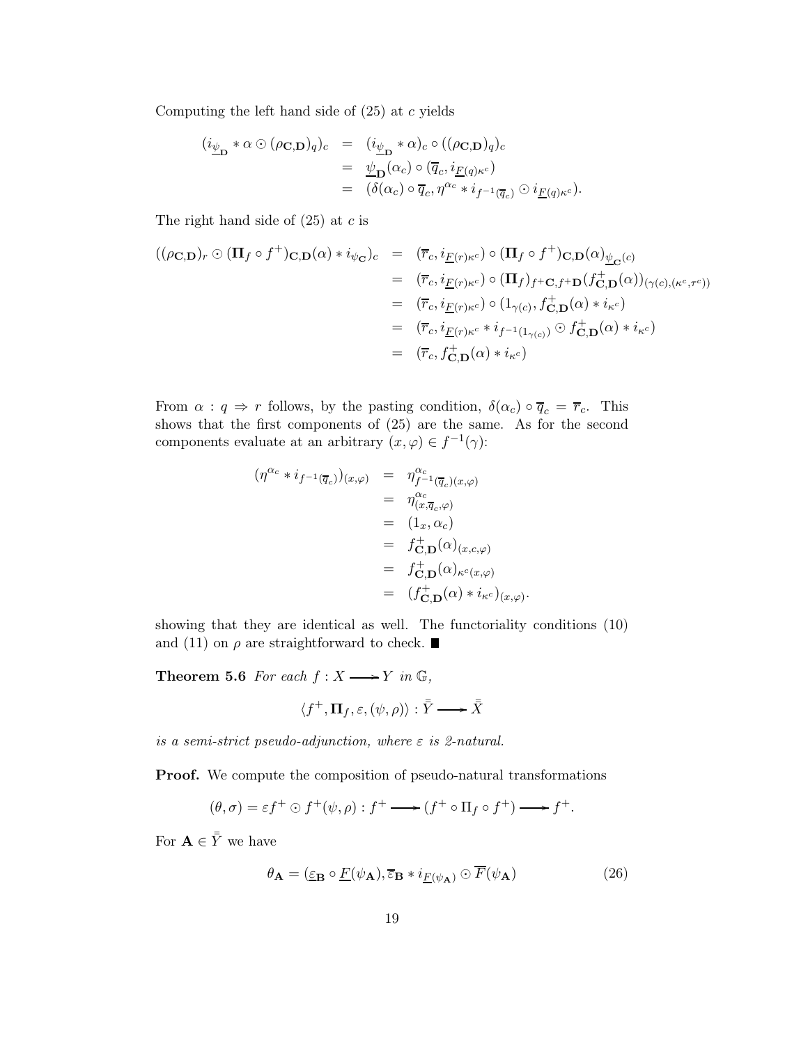Computing the left hand side of (25) at $c$ yields

$$
\begin{aligned}
(i_{\underline{\psi}_{\mathbf{D}}} * \alpha \odot (\rho_{\mathbf{C},\mathbf{D}})_q)_c &= (i_{\underline{\psi}_{\mathbf{D}}} * \alpha)_c \circ ((\rho_{\mathbf{C},\mathbf{D}})_q)_c \\
&= \underline{\psi}_{\mathbf{D}}(\alpha_c) \circ (\overline{q}_c, i_{\underline{F}(q)\kappa^c}) \\
&= (\delta(\alpha_c) \circ \overline{q}_c, \eta^{\alpha_c} * i_{f^{-1}(\overline{q}_c)} \odot i_{\underline{F}(q)\kappa^c}).
\end{aligned}
$$

The right hand side of (25) at $c$ is

$$
\begin{aligned}
((\rho_{\mathbf{C},\mathbf{D}})_r \odot (\mathbf{\Pi}_f \circ f^+)_{\mathbf{C},\mathbf{D}}(\alpha) * i_{\psi_{\mathbf{C}}})_c &= (\overline{r}_c, i_{\underline{F}(r)\kappa^c}) \circ (\mathbf{\Pi}_f \circ f^+)_{\mathbf{C},\mathbf{D}}(\alpha)_{\underline{\psi}_{\mathbf{C}}(c)} \\
&= (\overline{r}_c, i_{\underline{F}(r)\kappa^c}) \circ (\mathbf{\Pi}_f)_{f^+\mathbf{C}, f^+\mathbf{D}}(f^+_{\mathbf{C},\mathbf{D}}(\alpha))_{(\gamma(c),(\kappa^c,\tau^c))} \\
&= (\overline{r}_c, i_{\underline{F}(r)\kappa^c}) \circ (1_{\gamma(c)}, f^+_{\mathbf{C},\mathbf{D}}(\alpha) * i_{\kappa^c}) \\
&= (\overline{r}_c, i_{\underline{F}(r)\kappa^c} * i_{f^{-1}(1_{\gamma(c)})} \odot f^+_{\mathbf{C},\mathbf{D}}(\alpha) * i_{\kappa^c}) \\
&= (\overline{r}_c, f^+_{\mathbf{C},\mathbf{D}}(\alpha) * i_{\kappa^c})
\end{aligned}
$$

From $\alpha : q \Rightarrow r$ follows, by the pasting condition, $\delta(\alpha_c) \circ \overline{q}_c = \overline{r}_c$. This shows that the first components of (25) are the same. As for the second components evaluate at an arbitrary $(x, \varphi) \in f^{-1}(\gamma)$:

$$
\begin{aligned}
(\eta^{\alpha_c} * i_{f^{-1}(\overline{q}_c)})_{(x,\varphi)} &= \eta^{\alpha_c}_{f^{-1}(\overline{q}_c)(x,\varphi)} \\
&= \eta^{\alpha_c}_{(x,\overline{q}_c,\varphi)} \\
&= (1_x, \alpha_c) \\
&= f^+_{\mathbf{C},\mathbf{D}}(\alpha)_{(x,c,\varphi)} \\
&= f^+_{\mathbf{C},\mathbf{D}}(\alpha)_{\kappa^c(x,\varphi)} \\
&= (f^+_{\mathbf{C},\mathbf{D}}(\alpha) * i_{\kappa^c})_{(x,\varphi)}.
\end{aligned}
$$

showing that they are identical as well. The functoriality conditions (10) and (11) on $\rho$ are straightforward to check. ■

**Theorem 5.6** *For each $f : X \longrightarrow Y$ in $\mathbb{G}$,*

$$
\langle f^+, \mathbf{\Pi}_f, \varepsilon, (\psi, \rho) \rangle : \bar{\bar{Y}} \longrightarrow \bar{\bar{X}}
$$

*is a semi-strict pseudo-adjunction, where $\varepsilon$ is 2-natural.*

**Proof.** We compute the composition of pseudo-natural transformations

$$
(\theta, \sigma) = \varepsilon f^+ \odot f^+(\psi, \rho) : f^+ \longrightarrow (f^+ \circ \Pi_f \circ f^+) \longrightarrow f^+.
$$

For $\mathbf{A} \in \bar{\bar{Y}}$ we have

$$
\theta_{\mathbf{A}} = (\underline{\varepsilon}_{\mathbf{B}} \circ \underline{F}(\psi_{\mathbf{A}}), \overline{\varepsilon}_{\mathbf{B}} * i_{\underline{F}(\psi_{\mathbf{A}})} \odot \overline{F}(\psi_{\mathbf{A}}) \tag{26}
$$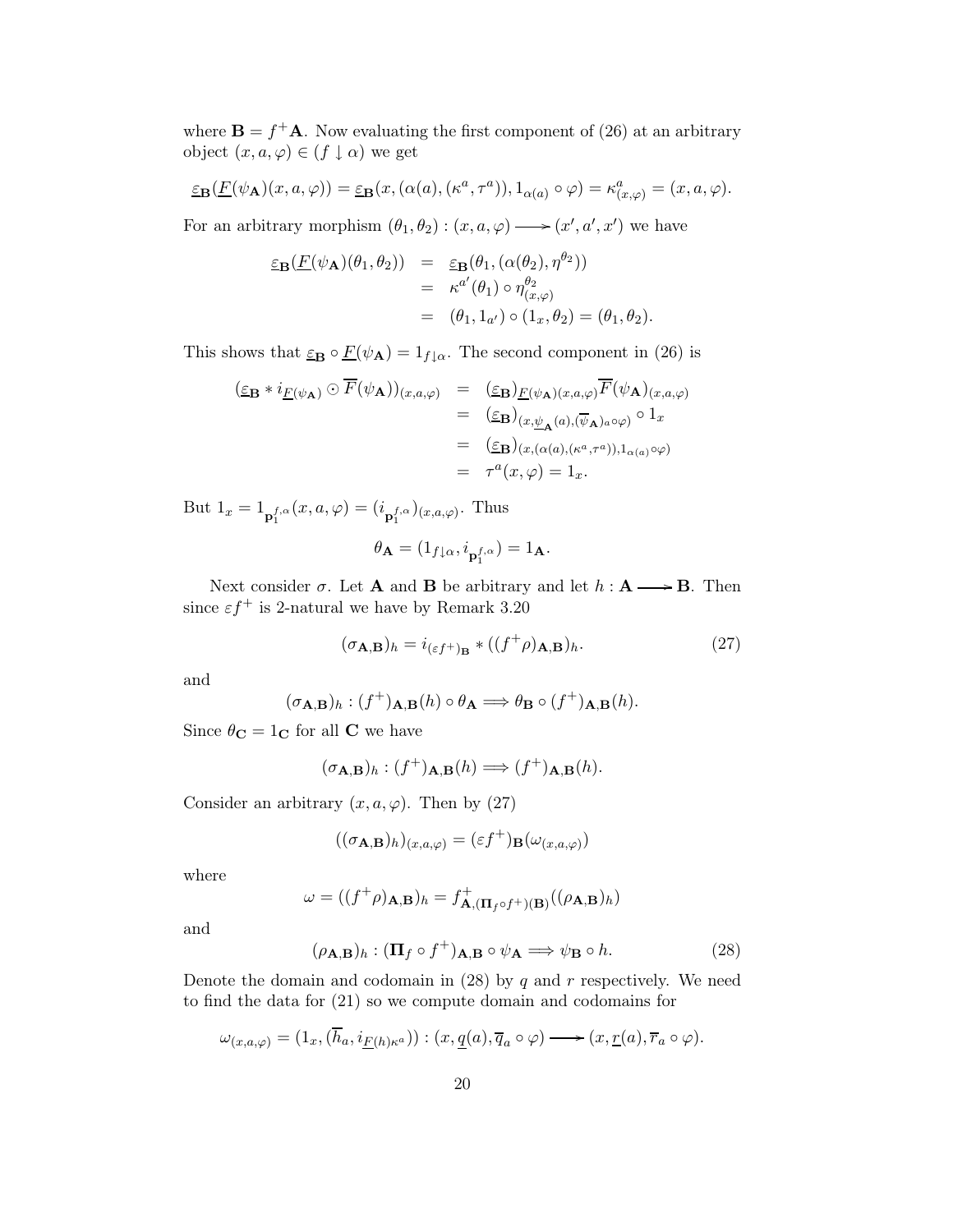where $\mathbf{B} = f^+\mathbf{A}$. Now evaluating the first component of (26) at an arbitrary object $(x, a, \varphi) \in (f \downarrow \alpha)$ we get

$$\underline{\varepsilon}_{\mathbf{B}}(\underline{F}(\psi_{\mathbf{A}})(x, a, \varphi)) = \underline{\varepsilon}_{\mathbf{B}}(x, (\alpha(a), (\kappa^a, \tau^a)), 1_{\alpha(a)} \circ \varphi) = \kappa^a_{(x,\varphi)} = (x, a, \varphi).$$

For an arbitrary morphism $(\theta_1, \theta_2) : (x, a, \varphi) \longrightarrow (x', a', x')$ we have

$$\begin{aligned}
\underline{\varepsilon}_{\mathbf{B}}(\underline{F}(\psi_{\mathbf{A}})(\theta_1, \theta_2)) &= \underline{\varepsilon}_{\mathbf{B}}(\theta_1, (\alpha(\theta_2), \eta^{\theta_2})) \\
&= \kappa^{a'}(\theta_1) \circ \eta^{\theta_2}_{(x,\varphi)} \\
&= (\theta_1, 1_{a'}) \circ (1_x, \theta_2) = (\theta_1, \theta_2).
\end{aligned}$$

This shows that $\underline{\varepsilon}_{\mathbf{B}} \circ \underline{F}(\psi_{\mathbf{A}}) = 1_{f\downarrow\alpha}$. The second component in (26) is

$$\begin{aligned}
(\underline{\varepsilon}_{\mathbf{B}} * i_{\underline{F}(\psi_{\mathbf{A}})} \odot \overline{F}(\psi_{\mathbf{A}}))_{(x,a,\varphi)} &= (\underline{\varepsilon}_{\mathbf{B}})_{\underline{F}(\psi_{\mathbf{A}})(x,a,\varphi)} \overline{F}(\psi_{\mathbf{A}})_{(x,a,\varphi)} \\
&= (\underline{\varepsilon}_{\mathbf{B}})_{(x, \underline{\psi}_{\mathbf{A}}(a), (\overline{\psi}_{\mathbf{A}})_a \circ \varphi)} \circ 1_x \\
&= (\underline{\varepsilon}_{\mathbf{B}})_{(x, (\alpha(a), (\kappa^a, \tau^a)), 1_{\alpha(a)} \circ \varphi)} \\
&= \tau^a(x, \varphi) = 1_x.
\end{aligned}$$

But $1_x = 1_{\mathbf{p}_1^{f,\alpha}}(x, a, \varphi) = (i_{\mathbf{p}_1^{f,\alpha}})_{(x,a,\varphi)}$. Thus

$$\theta_{\mathbf{A}} = (1_{f\downarrow\alpha}, i_{\mathbf{p}_1^{f,\alpha}}) = 1_{\mathbf{A}}.$$

Next consider $\sigma$. Let $\mathbf{A}$ and $\mathbf{B}$ be arbitrary and let $h : \mathbf{A} \longrightarrow \mathbf{B}$. Then since $\varepsilon f^+$ is 2-natural we have by Remark 3.20

$$(\sigma_{\mathbf{A},\mathbf{B}})_h = i_{(\varepsilon f^+)_{\mathbf{B}}} * ((f^+\rho)_{\mathbf{A},\mathbf{B}})_h. \tag{27}$$

and

$$(\sigma_{\mathbf{A},\mathbf{B}})_h : (f^+)_{\mathbf{A},\mathbf{B}}(h) \circ \theta_{\mathbf{A}} \Longrightarrow \theta_{\mathbf{B}} \circ (f^+)_{\mathbf{A},\mathbf{B}}(h).$$

Since $\theta_{\mathbf{C}} = 1_{\mathbf{C}}$ for all $\mathbf{C}$ we have

$$(\sigma_{\mathbf{A},\mathbf{B}})_h : (f^+)_{\mathbf{A},\mathbf{B}}(h) \Longrightarrow (f^+)_{\mathbf{A},\mathbf{B}}(h).$$

Consider an arbitrary $(x, a, \varphi)$. Then by (27)

$$((\sigma_{\mathbf{A},\mathbf{B}})_h)_{(x,a,\varphi)} = (\varepsilon f^+)_{\mathbf{B}}(\omega_{(x,a,\varphi)})$$

where

$$\omega = ((f^+\rho)_{\mathbf{A},\mathbf{B}})_h = f^+_{\mathbf{A},(\mathbf{\Pi}_f \circ f^+)(\mathbf{B})}((\rho_{\mathbf{A},\mathbf{B}})_h)$$

and

$$(\rho_{\mathbf{A},\mathbf{B}})_h : (\mathbf{\Pi}_f \circ f^+)_{\mathbf{A},\mathbf{B}} \circ \psi_{\mathbf{A}} \Longrightarrow \psi_{\mathbf{B}} \circ h. \tag{28}$$

Denote the domain and codomain in (28) by $q$ and $r$ respectively. We need to find the data for (21) so we compute domain and codomains for

$$\omega_{(x,a,\varphi)} = (1_x, (\overline{h}_a, i_{\underline{F}(h)\kappa^a})) : (x, \underline{q}(a), \overline{q}_a \circ \varphi) \longrightarrow (x, \underline{r}(a), \overline{r}_a \circ \varphi).$$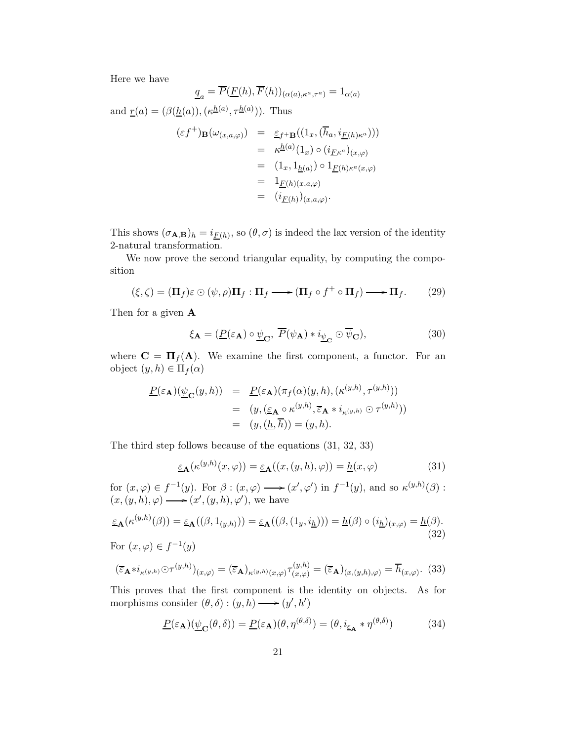Here we have

$$\underline{q}_a = \overline{P}(\underline{F}(h), \overline{F}(h))_{(\alpha(a), \kappa^a, \tau^a)} = 1_{\alpha(a)}$$

and $\underline{r}(a) = (\beta(\underline{h}(a)), (\kappa^{\underline{h}(a)}, \tau^{\underline{h}(a)}))$. Thus

$$\begin{aligned}
(\varepsilon f^+)_{\mathbf{B}}(\omega_{(x,a,\varphi)}) &= \underline{\varepsilon}_{f^+\mathbf{B}}((1_x, (\overline{h}_a, i_{\underline{F}(h)\kappa^a}))) \\
&= \kappa^{\underline{h}(a)}(1_x) \circ (i_{\underline{F}\kappa^a})_{(x,\varphi)} \\
&= (1_x, 1_{\underline{h}(a)}) \circ 1_{\underline{F}(h)\kappa^a(x,\varphi)} \\
&= 1_{\underline{F}(h)(x,a,\varphi)} \\
&= (i_{\underline{F}(h)})_{(x,a,\varphi)}.
\end{aligned}$$

This shows $(\sigma_{\mathbf{A},\mathbf{B}})_h = i_{\underline{F}(h)}$, so $(\theta, \sigma)$ is indeed the lax version of the identity 2-natural transformation.

We now prove the second triangular equality, by computing the composition

$$(\xi, \zeta) = (\mathbf{\Pi}_f)\varepsilon \odot (\psi, \rho)\mathbf{\Pi}_f : \mathbf{\Pi}_f \longrightarrow (\mathbf{\Pi}_f \circ f^+ \circ \mathbf{\Pi}_f) \longrightarrow \mathbf{\Pi}_f. \tag{29}$$

Then for a given $\mathbf{A}$

$$\xi_{\mathbf{A}} = (\underline{P}(\varepsilon_{\mathbf{A}}) \circ \underline{\psi}_{\mathbf{C}},\ \overline{P}(\psi_{\mathbf{A}}) * i_{\underline{\psi}_{\mathbf{C}}} \odot \overline{\psi}_{\mathbf{C}}), \tag{30}$$

where $\mathbf{C} = \mathbf{\Pi}_f(\mathbf{A})$. We examine the first component, a functor. For an object $(y, h) \in \Pi_f(\alpha)$

$$\begin{aligned}
\underline{P}(\varepsilon_{\mathbf{A}})(\underline{\psi}_{\mathbf{C}}(y,h)) &= \underline{P}(\varepsilon_{\mathbf{A}})(\pi_f(\alpha)(y,h), (\kappa^{(y,h)}, \tau^{(y,h)})) \\
&= (y, (\underline{\varepsilon}_{\mathbf{A}} \circ \kappa^{(y,h)}, \overline{\varepsilon}_{\mathbf{A}} * i_{\kappa^{(y,h)}} \odot \tau^{(y,h)})) \\
&= (y, (\underline{h}, \overline{h})) = (y, h).
\end{aligned}$$

The third step follows because of the equations (31, 32, 33)

$$\underline{\varepsilon}_{\mathbf{A}}(\kappa^{(y,h)}(x,\varphi)) = \underline{\varepsilon}_{\mathbf{A}}((x, (y,h), \varphi)) = \underline{h}(x,\varphi) \tag{31}$$

for $(x,\varphi) \in f^{-1}(y)$. For $\beta : (x,\varphi) \longrightarrow (x',\varphi')$ in $f^{-1}(y)$, and so $\kappa^{(y,h)}(\beta) : (x,(y,h),\varphi) \longrightarrow (x',(y,h),\varphi')$, we have

$$\underline{\varepsilon}_{\mathbf{A}}(\kappa^{(y,h)}(\beta)) = \underline{\varepsilon}_{\mathbf{A}}((\beta, 1_{(y,h)})) = \underline{\varepsilon}_{\mathbf{A}}((\beta, (1_y, i_{\underline{h}}))) = \underline{h}(\beta) \circ (i_{\underline{h}})_{(x,\varphi)} = \underline{h}(\beta). \tag{32}$$

For $(x,\varphi) \in f^{-1}(y)$

$$(\overline{\varepsilon}_{\mathbf{A}} * i_{\kappa^{(y,h)}} \odot \tau^{(y,h)})_{(x,\varphi)} = (\overline{\varepsilon}_{\mathbf{A}})_{\kappa^{(y,h)}(x,\varphi)} \tau^{(y,h)}_{(x,\varphi)} = (\overline{\varepsilon}_{\mathbf{A}})_{(x,(y,h),\varphi)} = \overline{h}_{(x,\varphi)}. \tag{33}$$

This proves that the first component is the identity on objects. As for morphisms consider $(\theta, \delta) : (y,h) \longrightarrow (y',h')$

$$\underline{P}(\varepsilon_{\mathbf{A}})(\underline{\psi}_{\mathbf{C}}(\theta,\delta)) = \underline{P}(\varepsilon_{\mathbf{A}})(\theta, \eta^{(\theta,\delta)}) = (\theta, i_{\underline{\varepsilon}_{\mathbf{A}}} * \eta^{(\theta,\delta)}) \tag{34}$$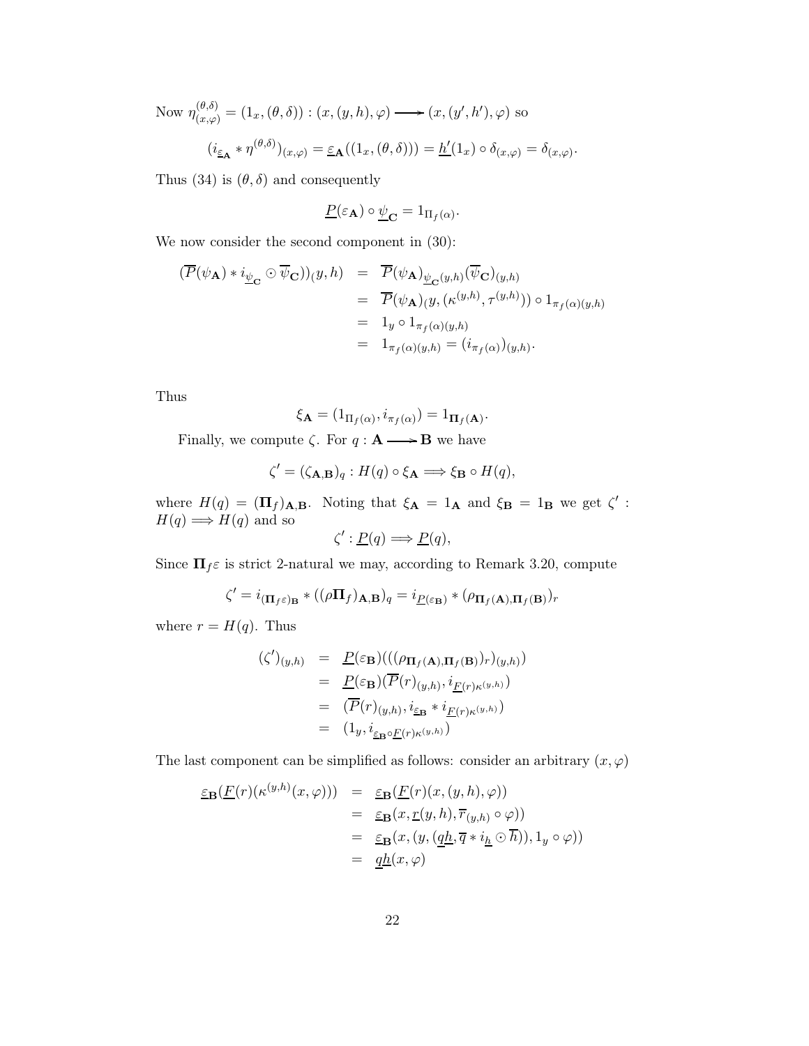Now $\eta^{(\theta,\delta)}_{(x,\varphi)} = (1_x, (\theta, \delta)) : (x, (y, h), \varphi) \longrightarrow (x, (y', h'), \varphi)$ so

$$(i_{\underline{\varepsilon}_{\mathbf{A}}} * \eta^{(\theta,\delta)})_{(x,\varphi)} = \underline{\varepsilon}_{\mathbf{A}}((1_x, (\theta, \delta))) = \underline{h'}(1_x) \circ \delta_{(x,\varphi)} = \delta_{(x,\varphi)}.$$

Thus (34) is $(\theta, \delta)$ and consequently

$$\underline{P}(\varepsilon_{\mathbf{A}}) \circ \underline{\psi}_{\mathbf{C}} = 1_{\Pi_f(\alpha)}.$$

We now consider the second component in (30):

$$\begin{aligned}
(\overline{P}(\psi_{\mathbf{A}}) * i_{\underline{\psi}_{\mathbf{C}}} \odot \overline{\psi}_{\mathbf{C}}))_(y, h) &= \overline{P}(\psi_{\mathbf{A}})_{\underline{\psi}_{\mathbf{C}}(y,h)}(\overline{\psi}_{\mathbf{C}})_{(y,h)} \\
&= \overline{P}(\psi_{\mathbf{A}})_(y, (\kappa^{(y,h)}, \tau^{(y,h)})) \circ 1_{\pi_f(\alpha)(y,h)} \\
&= 1_y \circ 1_{\pi_f(\alpha)(y,h)} \\
&= 1_{\pi_f(\alpha)(y,h)} = (i_{\pi_f(\alpha)})_{(y,h)}.
\end{aligned}$$

Thus

$$\xi_{\mathbf{A}} = (1_{\Pi_f(\alpha)}, i_{\pi_f(\alpha)}) = 1_{\mathbf{\Pi}_f(\mathbf{A})}.$$

Finally, we compute $\zeta$. For $q : \mathbf{A} \longrightarrow \mathbf{B}$ we have

$$\zeta' = (\zeta_{\mathbf{A},\mathbf{B}})_q : H(q) \circ \xi_{\mathbf{A}} \Longrightarrow \xi_{\mathbf{B}} \circ H(q),$$

where $H(q) = (\mathbf{\Pi}_f)_{\mathbf{A},\mathbf{B}}$. Noting that $\xi_{\mathbf{A}} = 1_{\mathbf{A}}$ and $\xi_{\mathbf{B}} = 1_{\mathbf{B}}$ we get $\zeta' : H(q) \Longrightarrow H(q)$ and so

$$\zeta' : \underline{P}(q) \Longrightarrow \underline{P}(q),$$

Since $\mathbf{\Pi}_f\varepsilon$ is strict 2-natural we may, according to Remark 3.20, compute

$$\zeta' = i_{(\mathbf{\Pi}_f\varepsilon)_{\mathbf{B}}} * ((\rho\mathbf{\Pi}_f)_{\mathbf{A},\mathbf{B}})_q = i_{\underline{P}(\varepsilon_{\mathbf{B}})} * (\rho_{\mathbf{\Pi}_f(\mathbf{A}),\mathbf{\Pi}_f(\mathbf{B})})_r$$

where $r = H(q)$. Thus

$$\begin{aligned}
(\zeta')_{(y,h)} &= \underline{P}(\varepsilon_{\mathbf{B}})(((\rho_{\mathbf{\Pi}_f(\mathbf{A}),\mathbf{\Pi}_f(\mathbf{B})})_r)_{(y,h)}) \\
&= \underline{P}(\varepsilon_{\mathbf{B}})(\overline{P}(r)_{(y,h)}, i_{\underline{F}(r)\kappa^{(y,h)}}) \\
&= (\overline{P}(r)_{(y,h)}, i_{\underline{\varepsilon}_{\mathbf{B}}} * i_{\underline{F}(r)\kappa^{(y,h)}}) \\
&= (1_y, i_{\underline{\varepsilon}_{\mathbf{B}} \circ \underline{F}(r)\kappa^{(y,h)}})
\end{aligned}$$

The last component can be simplified as follows: consider an arbitrary $(x, \varphi)$

$$\begin{aligned}
\underline{\varepsilon}_{\mathbf{B}}(\underline{F}(r)(\kappa^{(y,h)}(x, \varphi))) &= \underline{\varepsilon}_{\mathbf{B}}(\underline{F}(r)(x, (y, h), \varphi)) \\
&= \underline{\varepsilon}_{\mathbf{B}}(x, \underline{r}(y, h), \overline{r}_{(y,h)} \circ \varphi)) \\
&= \underline{\varepsilon}_{\mathbf{B}}(x, (y, (\underline{qh}, \overline{q} * i_{\underline{h}} \odot \overline{h})), 1_y \circ \varphi)) \\
&= \underline{qh}(x, \varphi)
\end{aligned}$$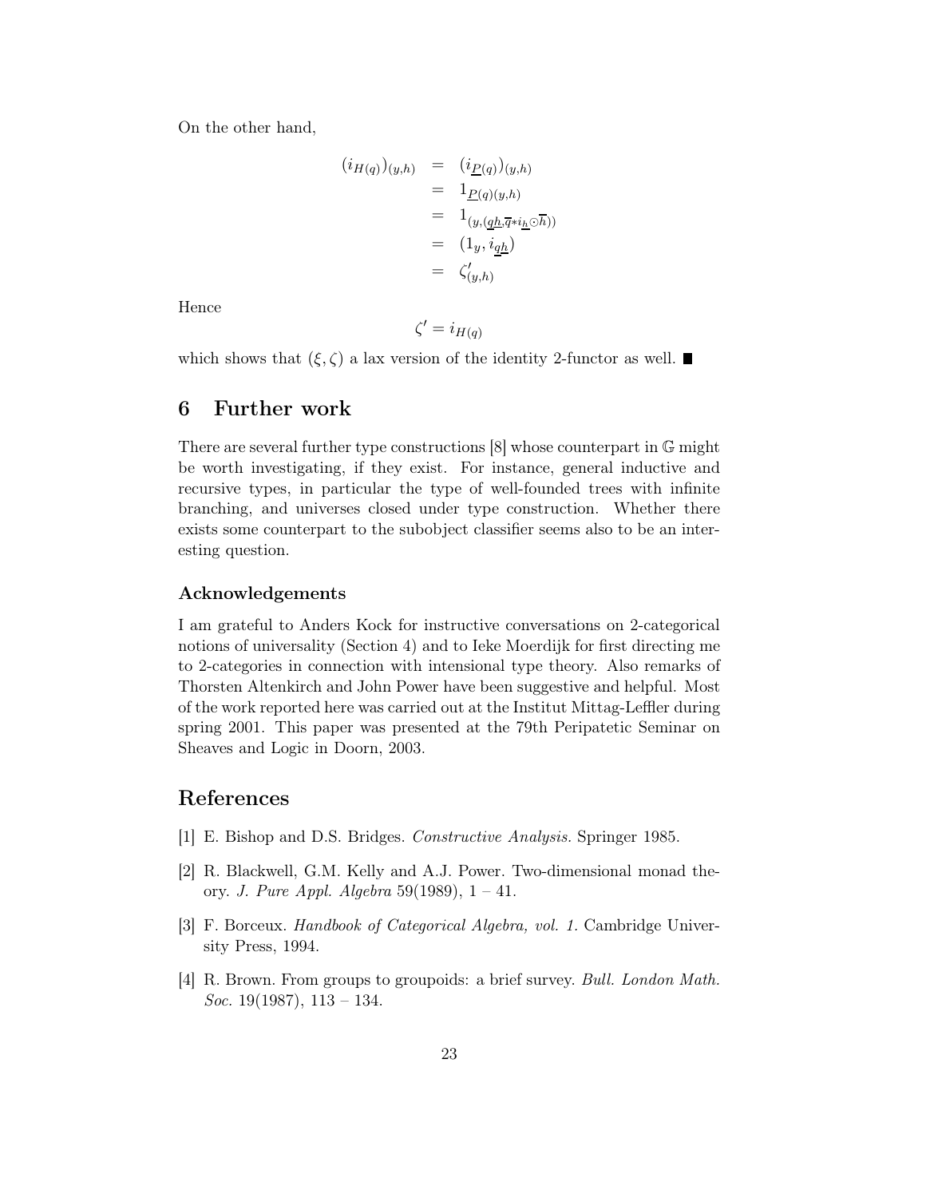On the other hand,

$$
\begin{aligned}
(i_{H(q)})_{(y,h)} &= (i_{\underline{P}(q)})_{(y,h)} \\
&= 1_{\underline{P}(q)(y,h)} \\
&= 1_{(y,(\underline{qh},\overline{q}*i_{\underline{h}}\odot\overline{h}))} \\
&= (1_y, i_{\underline{qh}}) \\
&= \zeta'_{(y,h)}
\end{aligned}
$$

Hence

$$
\zeta' = i_{H(q)}
$$

which shows that $(\xi, \zeta)$ a lax version of the identity 2-functor as well. ∎

## 6 Further work

There are several further type constructions [8] whose counterpart in $\mathbb{G}$ might be worth investigating, if they exist. For instance, general inductive and recursive types, in particular the type of well-founded trees with infinite branching, and universes closed under type construction. Whether there exists some counterpart to the subobject classifier seems also to be an interesting question.

### Acknowledgements

I am grateful to Anders Kock for instructive conversations on 2-categorical notions of universality (Section 4) and to Ieke Moerdijk for first directing me to 2-categories in connection with intensional type theory. Also remarks of Thorsten Altenkirch and John Power have been suggestive and helpful. Most of the work reported here was carried out at the Institut Mittag-Leffler during spring 2001. This paper was presented at the 79th Peripatetic Seminar on Sheaves and Logic in Doorn, 2003.

## References

[1] E. Bishop and D.S. Bridges. *Constructive Analysis.* Springer 1985.

[2] R. Blackwell, G.M. Kelly and A.J. Power. Two-dimensional monad theory. *J. Pure Appl. Algebra* 59(1989), 1 – 41.

[3] F. Borceux. *Handbook of Categorical Algebra, vol. 1.* Cambridge University Press, 1994.

[4] R. Brown. From groups to groupoids: a brief survey. *Bull. London Math. Soc.* 19(1987), 113 – 134.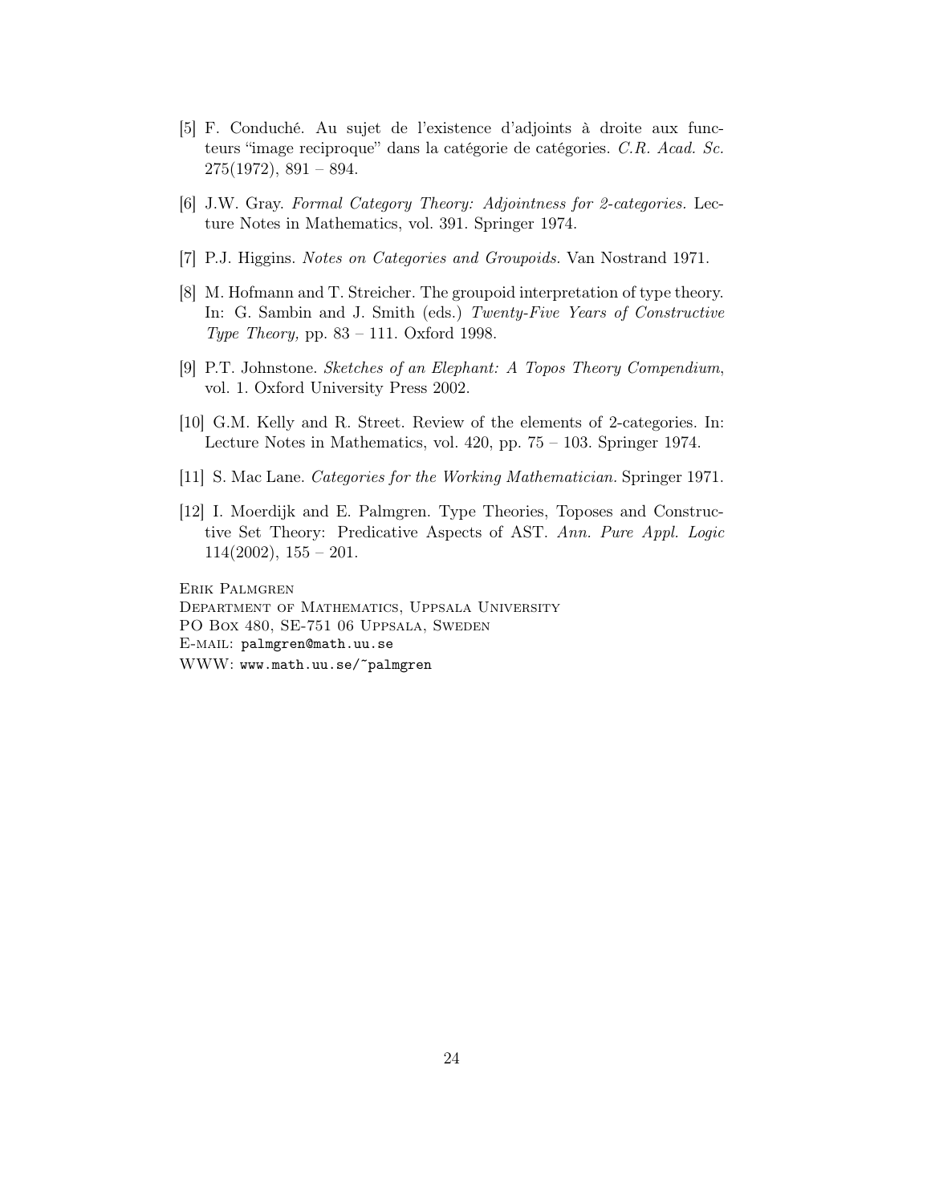[5] F. Conduché. Au sujet de l'existence d'adjoints à droite aux foncteurs "image reciproque" dans la catégorie de catégories. *C.R. Acad. Sc.* 275(1972), 891 – 894.

[6] J.W. Gray. *Formal Category Theory: Adjointness for 2-categories.* Lecture Notes in Mathematics, vol. 391. Springer 1974.

[7] P.J. Higgins. *Notes on Categories and Groupoids.* Van Nostrand 1971.

[8] M. Hofmann and T. Streicher. The groupoid interpretation of type theory. In: G. Sambin and J. Smith (eds.) *Twenty-Five Years of Constructive Type Theory,* pp. 83 – 111. Oxford 1998.

[9] P.T. Johnstone. *Sketches of an Elephant: A Topos Theory Compendium*, vol. 1. Oxford University Press 2002.

[10] G.M. Kelly and R. Street. Review of the elements of 2-categories. In: Lecture Notes in Mathematics, vol. 420, pp. 75 – 103. Springer 1974.

[11] S. Mac Lane. *Categories for the Working Mathematician.* Springer 1971.

[12] I. Moerdijk and E. Palmgren. Type Theories, Toposes and Constructive Set Theory: Predicative Aspects of AST. *Ann. Pure Appl. Logic* 114(2002), 155 – 201.

Erik Palmgren
Department of Mathematics, Uppsala University
PO Box 480, SE-751 06 Uppsala, Sweden
E-mail: palmgren@math.uu.se
WWW: www.math.uu.se/~palmgren